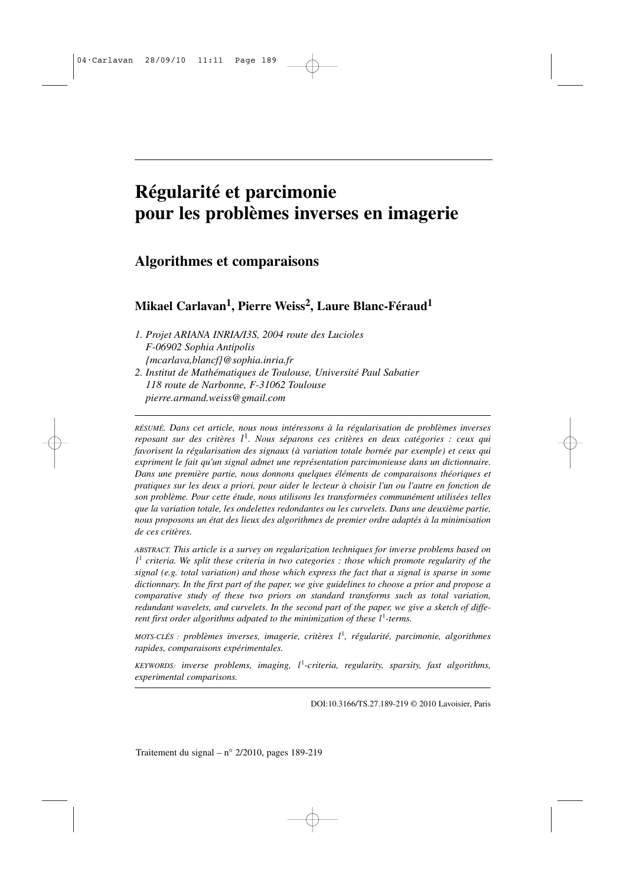# Régularité et parcimonie pour les problèmes inverses en imagerie

## Algorithmes et comparaisons

**Mikael Carlavan[1], Pierre Weiss[2], Laure Blanc-Féraud[1]**

*1. Projet ARIANA INRIA/I3S, 2004 route des Lucioles*
*F-06902 Sophia Antipolis*
*{mcarlava,blancf}@sophia.inria.fr*

*2. Institut de Mathématiques de Toulouse, Université Paul Sabatier*
*118 route de Narbonne, F-31062 Toulouse*
*pierre.armand.weiss@gmail.com*

*RÉSUMÉ. Dans cet article, nous nous intéressons à la régularisation de problèmes inverses reposant sur des critères $l^1$. Nous séparons ces critères en deux catégories : ceux qui favorisent la régularisation des signaux (à variation totale bornée par exemple) et ceux qui expriment le fait qu'un signal admet une représentation parcimonieuse dans un dictionnaire. Dans une première partie, nous donnons quelques éléments de comparaisons théoriques et pratiques sur les deux a priori, pour aider le lecteur à choisir l'un ou l'autre en fonction de son problème. Pour cette étude, nous utilisons les transformées communément utilisées telles que la variation totale, les ondelettes redondantes ou les curvelets. Dans une deuxième partie, nous proposons un état des lieux des algorithmes de premier ordre adaptés à la minimisation de ces critères.*

*ABSTRACT. This article is a survey on regularization techniques for inverse problems based on $l^1$ criteria. We split these criteria in two categories : those which promote regularity of the signal (e.g. total variation) and those which express the fact that a signal is sparse in some dictionnary. In the first part of the paper, we give guidelines to choose a prior and propose a comparative study of these two priors on standard transforms such as total variation, redundant wavelets, and curvelets. In the second part of the paper, we give a sketch of different first order algorithms adpated to the minimization of these $l^1$-terms.*

*MOTS-CLÉS : problèmes inverses, imagerie, critères $l^1$, régularité, parcimonie, algorithmes rapides, comparaisons expérimentales.*

*KEYWORDS: inverse problems, imaging, $l^1$-criteria, regularity, sparsity, fast algorithms, experimental comparisons.*

DOI:10.3166/TS.27.189-219 © 2010 Lavoisier, Paris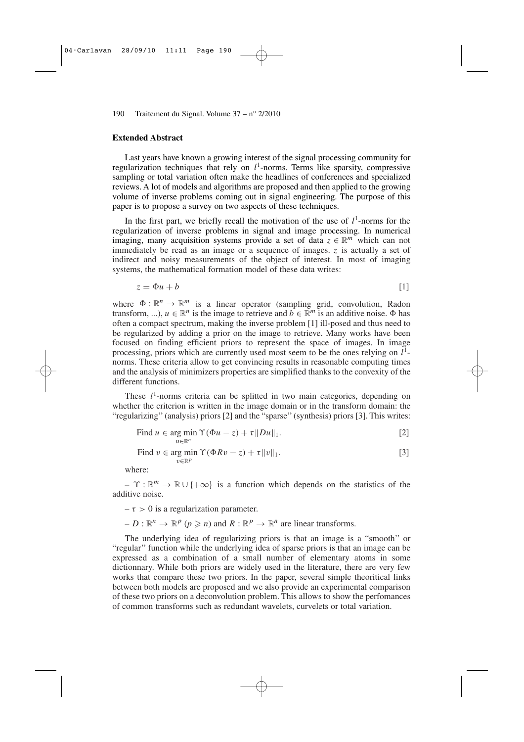### Extended Abstract

Last years have known a growing interest of the signal processing community for regularization techniques that rely on $l^1$-norms. Terms like sparsity, compressive sampling or total variation often make the headlines of conferences and specialized reviews. A lot of models and algorithms are proposed and then applied to the growing volume of inverse problems coming out in signal engineering. The purpose of this paper is to propose a survey on two aspects of these techniques.

In the first part, we briefly recall the motivation of the use of $l^1$-norms for the regularization of inverse problems in signal and image processing. In numerical imaging, many acquisition systems provide a set of data $z \in \mathbb{R}^m$ which can not immediately be read as an image or a sequence of images. $z$ is actually a set of indirect and noisy measurements of the object of interest. In most of imaging systems, the mathematical formation model of these data writes:

$$z = \Phi u + b \qquad [1]$$

where $\Phi : \mathbb{R}^n \to \mathbb{R}^m$ is a linear operator (sampling grid, convolution, Radon transform, ...), $u \in \mathbb{R}^n$ is the image to retrieve and $b \in \mathbb{R}^m$ is an additive noise. $\Phi$ has often a compact spectrum, making the inverse problem [1] ill-posed and thus need to be regularized by adding a prior on the image to retrieve. Many works have been focused on finding efficient priors to represent the space of images. In image processing, priors which are currently used most seem to be the ones relying on $l^1$-norms. These criteria allow to get convincing results in reasonable computing times and the analysis of minimizers properties are simplified thanks to the convexity of the different functions.

These $l^1$-norms criteria can be splitted in two main categories, depending on whether the criterion is written in the image domain or in the transform domain: the "regularizing" (analysis) priors [2] and the "sparse" (synthesis) priors [3]. This writes:

$$\text{Find } u \in \underset{u \in \mathbb{R}^n}{\arg\min}\, \Upsilon(\Phi u - z) + \tau \|Du\|_1. \qquad [2]$$

$$\text{Find } v \in \underset{v \in \mathbb{R}^p}{\arg\min}\, \Upsilon(\Phi R v - z) + \tau \|v\|_1. \qquad [3]$$

where:

– $\Upsilon : \mathbb{R}^m \to \mathbb{R} \cup \{+\infty\}$ is a function which depends on the statistics of the additive noise.

– $\tau > 0$ is a regularization parameter.

– $D : \mathbb{R}^n \to \mathbb{R}^p$ ($p \geqslant n$) and $R : \mathbb{R}^p \to \mathbb{R}^n$ are linear transforms.

The underlying idea of regularizing priors is that an image is a "smooth" or "regular" function while the underlying idea of sparse priors is that an image can be expressed as a combination of a small number of elementary atoms in some dictionnary. While both priors are widely used in the literature, there are very few works that compare these two priors. In the paper, several simple theoritical links between both models are proposed and we also provide an experimental comparison of these two priors on a deconvolution problem. This allows to show the perfomances of common transforms such as redundant wavelets, curvelets or total variation.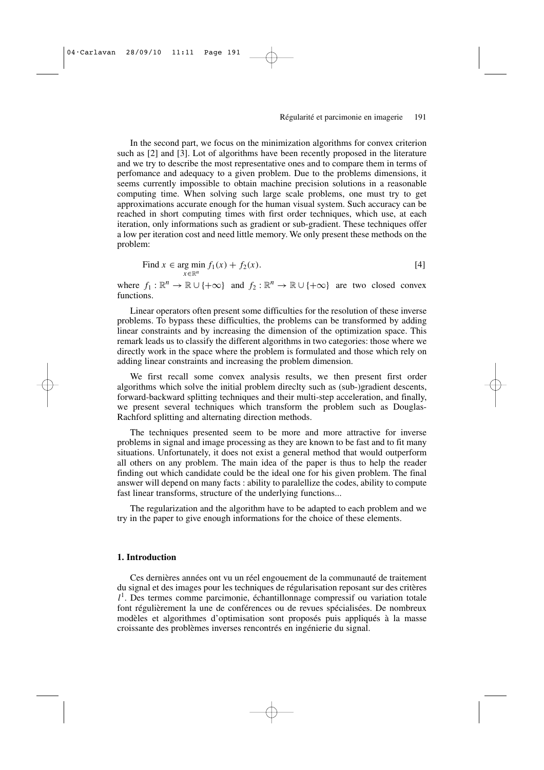In the second part, we focus on the minimization algorithms for convex criterion such as [2] and [3]. Lot of algorithms have been recently proposed in the literature and we try to describe the most representative ones and to compare them in terms of perfomance and adequacy to a given problem. Due to the problems dimensions, it seems currently impossible to obtain machine precision solutions in a reasonable computing time. When solving such large scale problems, one must try to get approximations accurate enough for the human visual system. Such accuracy can be reached in short computing times with first order techniques, which use, at each iteration, only informations such as gradient or sub-gradient. These techniques offer a low per iteration cost and need little memory. We only present these methods on the problem:

$$\text{Find } x \in \underset{x \in \mathbb{R}^n}{\arg\min}\, f_1(x) + f_2(x). \qquad [4]$$

where $f_1 : \mathbb{R}^n \to \mathbb{R} \cup \{+\infty\}$ and $f_2 : \mathbb{R}^n \to \mathbb{R} \cup \{+\infty\}$ are two closed convex functions.

Linear operators often present some difficulties for the resolution of these inverse problems. To bypass these difficulties, the problems can be transformed by adding linear constraints and by increasing the dimension of the optimization space. This remark leads us to classify the different algorithms in two categories: those where we directly work in the space where the problem is formulated and those which rely on adding linear constraints and increasing the problem dimension.

We first recall some convex analysis results, we then present first order algorithms which solve the initial problem direclty such as (sub-)gradient descents, forward-backward splitting techniques and their multi-step acceleration, and finally, we present several techniques which transform the problem such as Douglas-Rachford splitting and alternating direction methods.

The techniques presented seem to be more and more attractive for inverse problems in signal and image processing as they are known to be fast and to fit many situations. Unfortunately, it does not exist a general method that would outperform all others on any problem. The main idea of the paper is thus to help the reader finding out which candidate could be the ideal one for his given problem. The final answer will depend on many facts : ability to paralellize the codes, ability to compute fast linear transforms, structure of the underlying functions...

The regularization and the algorithm have to be adapted to each problem and we try in the paper to give enough informations for the choice of these elements.

## 1. Introduction

Ces dernières années ont vu un réel engouement de la communauté de traitement du signal et des images pour les techniques de régularisation reposant sur des critères $l^1$. Des termes comme parcimonie, échantillonnage compressif ou variation totale font régulièrement la une de conférences ou de revues spécialisées. De nombreux modèles et algorithmes d'optimisation sont proposés puis appliqués à la masse croissante des problèmes inverses rencontrés en ingénierie du signal.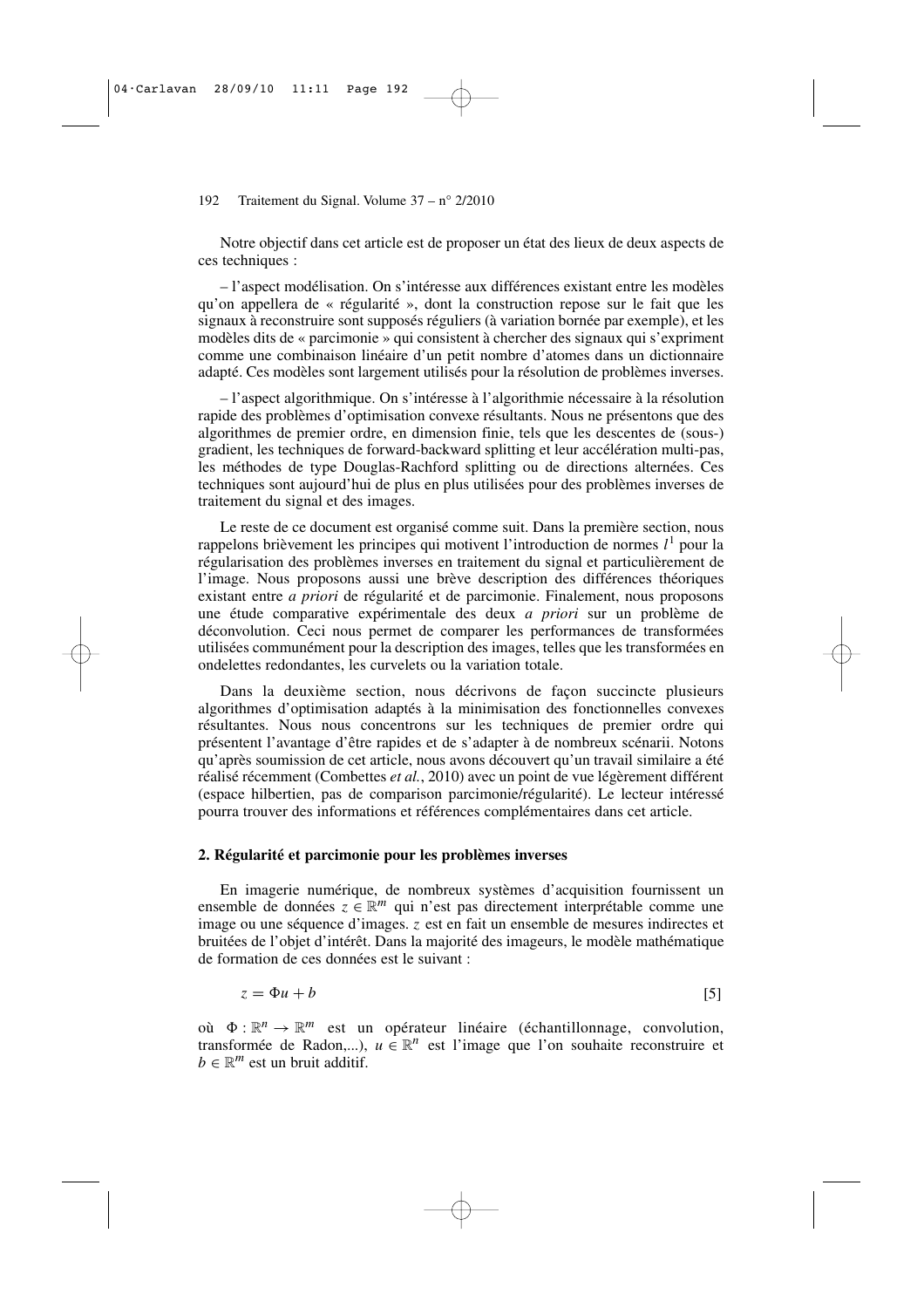Notre objectif dans cet article est de proposer un état des lieux de deux aspects de ces techniques :

– l'aspect modélisation. On s'intéresse aux différences existant entre les modèles qu'on appellera de « régularité », dont la construction repose sur le fait que les signaux à reconstruire sont supposés réguliers (à variation bornée par exemple), et les modèles dits de « parcimonie » qui consistent à chercher des signaux qui s'expriment comme une combinaison linéaire d'un petit nombre d'atomes dans un dictionnaire adapté. Ces modèles sont largement utilisés pour la résolution de problèmes inverses.

– l'aspect algorithmique. On s'intéresse à l'algorithmie nécessaire à la résolution rapide des problèmes d'optimisation convexe résultants. Nous ne présentons que des algorithmes de premier ordre, en dimension finie, tels que les descentes de (sous-) gradient, les techniques de forward-backward splitting et leur accélération multi-pas, les méthodes de type Douglas-Rachford splitting ou de directions alternées. Ces techniques sont aujourd'hui de plus en plus utilisées pour des problèmes inverses de traitement du signal et des images.

Le reste de ce document est organisé comme suit. Dans la première section, nous rappelons brièvement les principes qui motivent l'introduction de normes $l^1$ pour la régularisation des problèmes inverses en traitement du signal et particulièrement de l'image. Nous proposons aussi une brève description des différences théoriques existant entre *a priori* de régularité et de parcimonie. Finalement, nous proposons une étude comparative expérimentale des deux *a priori* sur un problème de déconvolution. Ceci nous permet de comparer les performances de transformées utilisées communément pour la description des images, telles que les transformées en ondelettes redondantes, les curvelets ou la variation totale.

Dans la deuxième section, nous décrivons de façon succincte plusieurs algorithmes d'optimisation adaptés à la minimisation des fonctionnelles convexes résultantes. Nous nous concentrons sur les techniques de premier ordre qui présentent l'avantage d'être rapides et de s'adapter à de nombreux scénarii. Notons qu'après soumission de cet article, nous avons découvert qu'un travail similaire a été réalisé récemment (Combettes *et al.*, 2010) avec un point de vue légèrement différent (espace hilbertien, pas de comparaison parcimonie/régularité). Le lecteur intéressé pourra trouver des informations et références complémentaires dans cet article.

## 2. Régularité et parcimonie pour les problèmes inverses

En imagerie numérique, de nombreux systèmes d'acquisition fournissent un ensemble de données $z \in \mathbb{R}^m$ qui n'est pas directement interprétable comme une image ou une séquence d'images. $z$ est en fait un ensemble de mesures indirectes et bruitées de l'objet d'intérêt. Dans la majorité des imageurs, le modèle mathématique de formation de ces données est le suivant :

$$z = \Phi u + b \tag{5}$$

où $\Phi : \mathbb{R}^n \to \mathbb{R}^m$ est un opérateur linéaire (échantillonnage, convolution, transformée de Radon,...), $u \in \mathbb{R}^n$ est l'image que l'on souhaite reconstruire et $b \in \mathbb{R}^m$ est un bruit additif.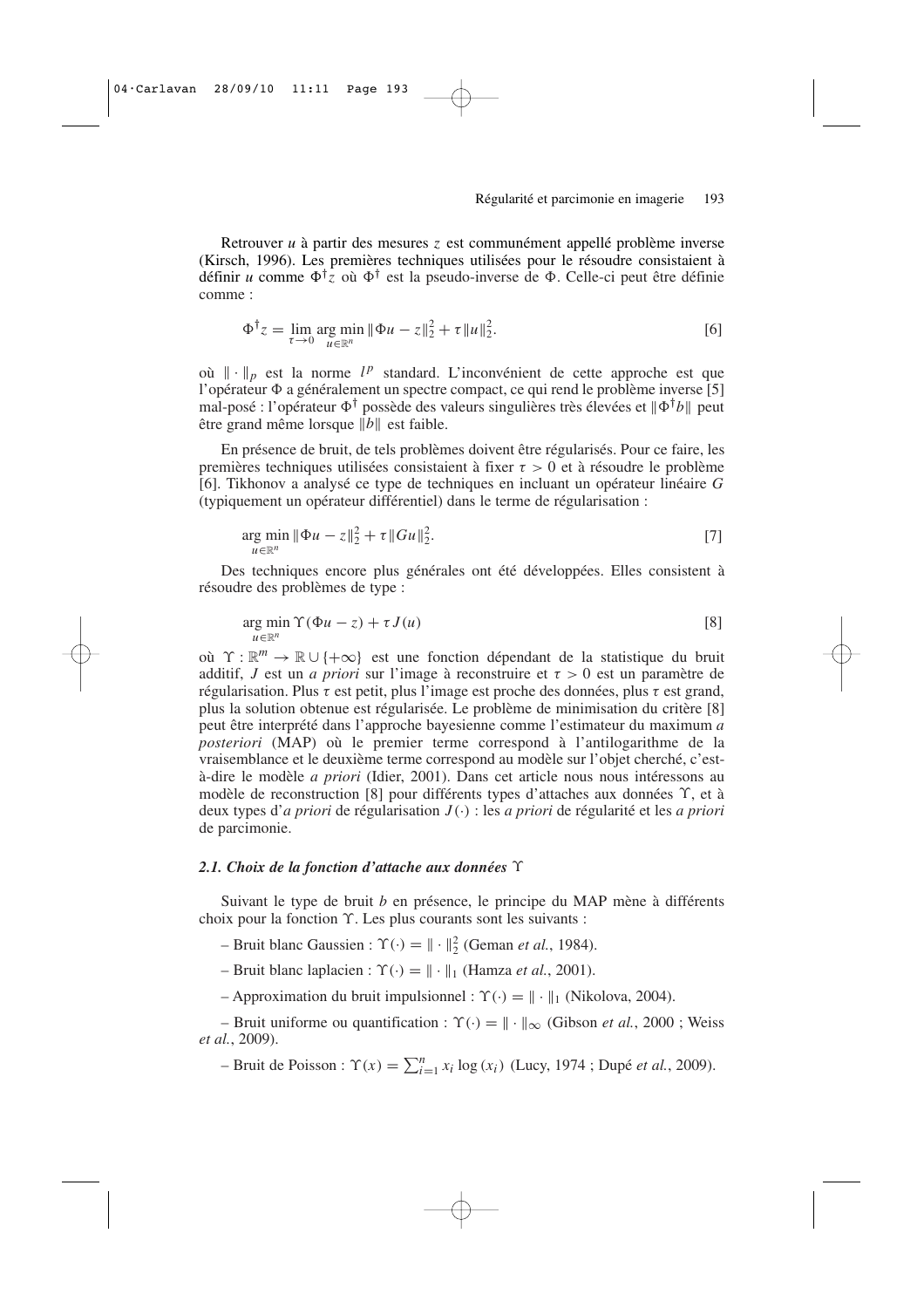Retrouver $u$ à partir des mesures $z$ est communément appellé problème inverse (Kirsch, 1996). Les premières techniques utilisées pour le résoudre consistaient à définir $u$ comme $\Phi^\dagger z$ où $\Phi^\dagger$ est la pseudo-inverse de $\Phi$. Celle-ci peut être définie comme :

$$\Phi^\dagger z = \lim_{\tau \to 0} \arg\min_{u \in \mathbb{R}^n} \|\Phi u - z\|_2^2 + \tau \|u\|_2^2. \quad [6]$$

où $\|\cdot\|_p$ est la norme $l^p$ standard. L'inconvénient de cette approche est que l'opérateur $\Phi$ a généralement un spectre compact, ce qui rend le problème inverse [5] mal-posé : l'opérateur $\Phi^\dagger$ possède des valeurs singulières très élevées et $\|\Phi^\dagger b\|$ peut être grand même lorsque $\|b\|$ est faible.

En présence de bruit, de tels problèmes doivent être régularisés. Pour ce faire, les premières techniques utilisées consistaient à fixer $\tau > 0$ et à résoudre le problème [6]. Tikhonov a analysé ce type de techniques en incluant un opérateur linéaire $G$ (typiquement un opérateur différentiel) dans le terme de régularisation :

$$\arg\min_{u \in \mathbb{R}^n} \|\Phi u - z\|_2^2 + \tau \|Gu\|_2^2. \quad [7]$$

Des techniques encore plus générales ont été développées. Elles consistent à résoudre des problèmes de type :

$$\arg\min_{u \in \mathbb{R}^n} \Upsilon(\Phi u - z) + \tau J(u) \quad [8]$$

où $\Upsilon : \mathbb{R}^m \to \mathbb{R} \cup \{+\infty\}$ est une fonction dépendant de la statistique du bruit additif, $J$ est un *a priori* sur l'image à reconstruire et $\tau > 0$ est un paramètre de régularisation. Plus $\tau$ est petit, plus l'image est proche des données, plus $\tau$ est grand, plus la solution obtenue est régularisée. Le problème de minimisation du critère [8] peut être interprété dans l'approche bayesienne comme l'estimateur du maximum *a posteriori* (MAP) où le premier terme correspond à l'antilogarithme de la vraisemblance et le deuxième terme correspond au modèle sur l'objet cherché, c'est-à-dire le modèle *a priori* (Idier, 2001). Dans cet article nous nous intéressons au modèle de reconstruction [8] pour différents types d'attaches aux données $\Upsilon$, et à deux types d'*a priori* de régularisation $J(\cdot)$ : les *a priori* de régularité et les *a priori* de parcimonie.

### *2.1. Choix de la fonction d'attache aux données $\Upsilon$*

Suivant le type de bruit $b$ en présence, le principe du MAP mène à différents choix pour la fonction $\Upsilon$. Les plus courants sont les suivants :

– Bruit blanc Gaussien : $\Upsilon(\cdot) = \|\cdot\|_2^2$ (Geman *et al.*, 1984).

– Bruit blanc laplacien : $\Upsilon(\cdot) = \|\cdot\|_1$ (Hamza *et al.*, 2001).

– Approximation du bruit impulsionnel : $\Upsilon(\cdot) = \|\cdot\|_1$ (Nikolova, 2004).

– Bruit uniforme ou quantification : $\Upsilon(\cdot) = \|\cdot\|_\infty$ (Gibson *et al.*, 2000 ; Weiss *et al.*, 2009).

– Bruit de Poisson : $\Upsilon(x) = \sum_{i=1}^n x_i \log(x_i)$ (Lucy, 1974 ; Dupé *et al.*, 2009).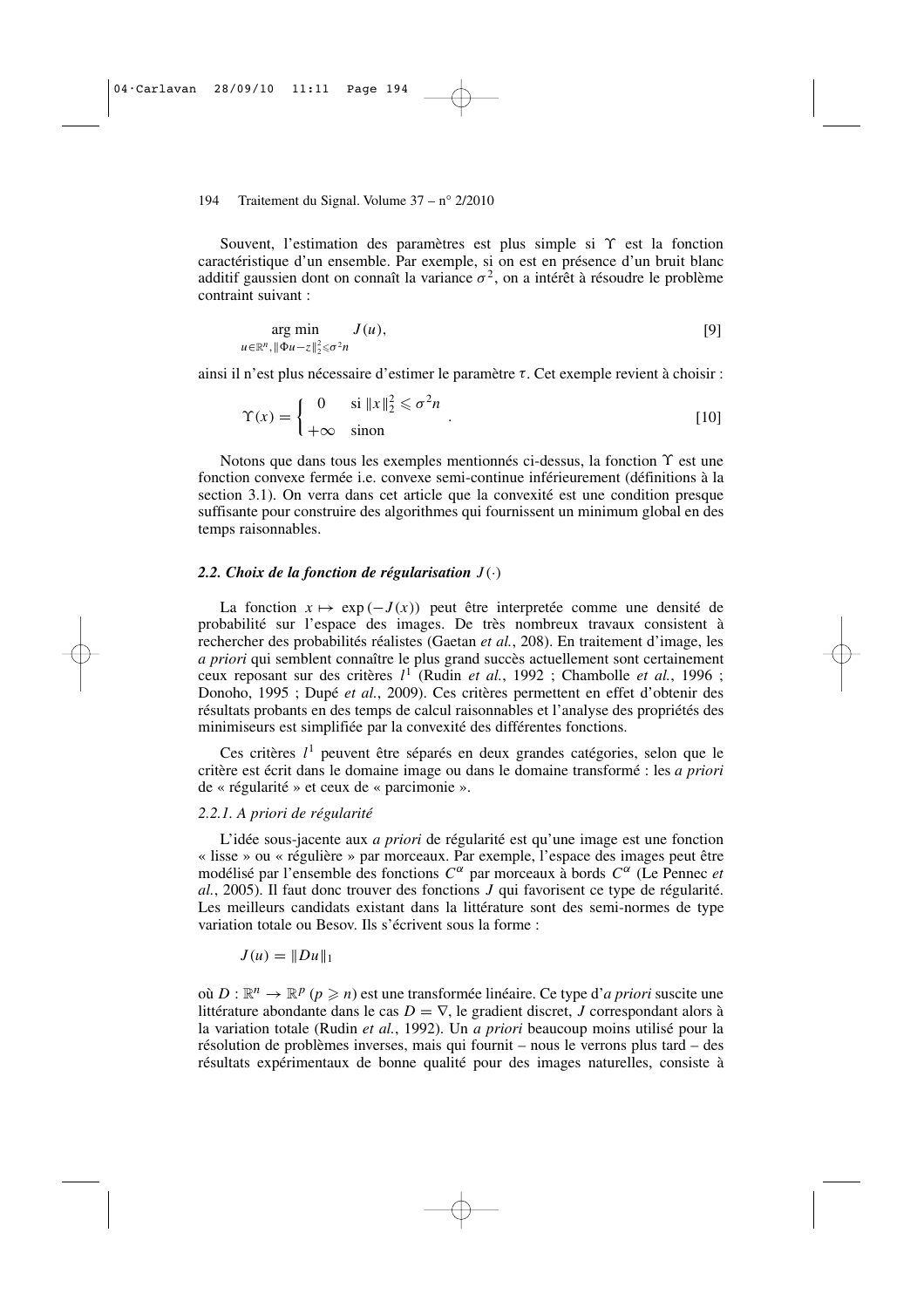Souvent, l'estimation des paramètres est plus simple si $\Upsilon$ est la fonction caractéristique d'un ensemble. Par exemple, si on est en présence d'un bruit blanc additif gaussien dont on connaît la variance $\sigma^2$, on a intérêt à résoudre le problème contraint suivant :

$$\underset{u \in \mathbb{R}^n, \|\Phi u - z\|_2^2 \leqslant \sigma^2 n}{\arg\min} \quad J(u), \qquad [9]$$

ainsi il n'est plus nécessaire d'estimer le paramètre $\tau$. Cet exemple revient à choisir :

$$\Upsilon(x) = \begin{cases} 0 & \text{si } \|x\|_2^2 \leqslant \sigma^2 n \\ +\infty & \text{sinon} \end{cases} . \qquad [10]$$

Notons que dans tous les exemples mentionnés ci-dessus, la fonction $\Upsilon$ est une fonction convexe fermée i.e. convexe semi-continue inférieurement (définitions à la section 3.1). On verra dans cet article que la convexité est une condition presque suffisante pour construire des algorithmes qui fournissent un minimum global en des temps raisonnables.

### *2.2. Choix de la fonction de régularisation $J(\cdot)$*

La fonction $x \mapsto \exp(-J(x))$ peut être interpretée comme une densité de probabilité sur l'espace des images. De très nombreux travaux consistent à rechercher des probabilités réalistes (Gaetan *et al.*, 208). En traitement d'image, les *a priori* qui semblent connaître le plus grand succès actuellement sont certainement ceux reposant sur des critères $l^1$ (Rudin *et al.*, 1992 ; Chambolle *et al.*, 1996 ; Donoho, 1995 ; Dupé *et al.*, 2009). Ces critères permettent en effet d'obtenir des résultats probants en des temps de calcul raisonnables et l'analyse des propriétés des minimiseurs est simplifiée par la convexité des différentes fonctions.

Ces critères $l^1$ peuvent être séparés en deux grandes catégories, selon que le critère est écrit dans le domaine image ou dans le domaine transformé : les *a priori* de « régularité » et ceux de « parcimonie ».

#### *2.2.1. A priori de régularité*

L'idée sous-jacente aux *a priori* de régularité est qu'une image est une fonction « lisse » ou « régulière » par morceaux. Par exemple, l'espace des images peut être modélisé par l'ensemble des fonctions $C^\alpha$ par morceaux à bords $C^\alpha$ (Le Pennec *et al.*, 2005). Il faut donc trouver des fonctions $J$ qui favorisent ce type de régularité. Les meilleurs candidats existant dans la littérature sont des semi-normes de type variation totale ou Besov. Ils s'écrivent sous la forme :

$$J(u) = \|Du\|_1$$

où $D : \mathbb{R}^n \to \mathbb{R}^p$ ($p \geqslant n$) est une transformée linéaire. Ce type d'*a priori* suscite une littérature abondante dans le cas $D = \nabla$, le gradient discret, $J$ correspondant alors à la variation totale (Rudin *et al.*, 1992). Un *a priori* beaucoup moins utilisé pour la résolution de problèmes inverses, mais qui fournit – nous le verrons plus tard – des résultats expérimentaux de bonne qualité pour des images naturelles, consiste à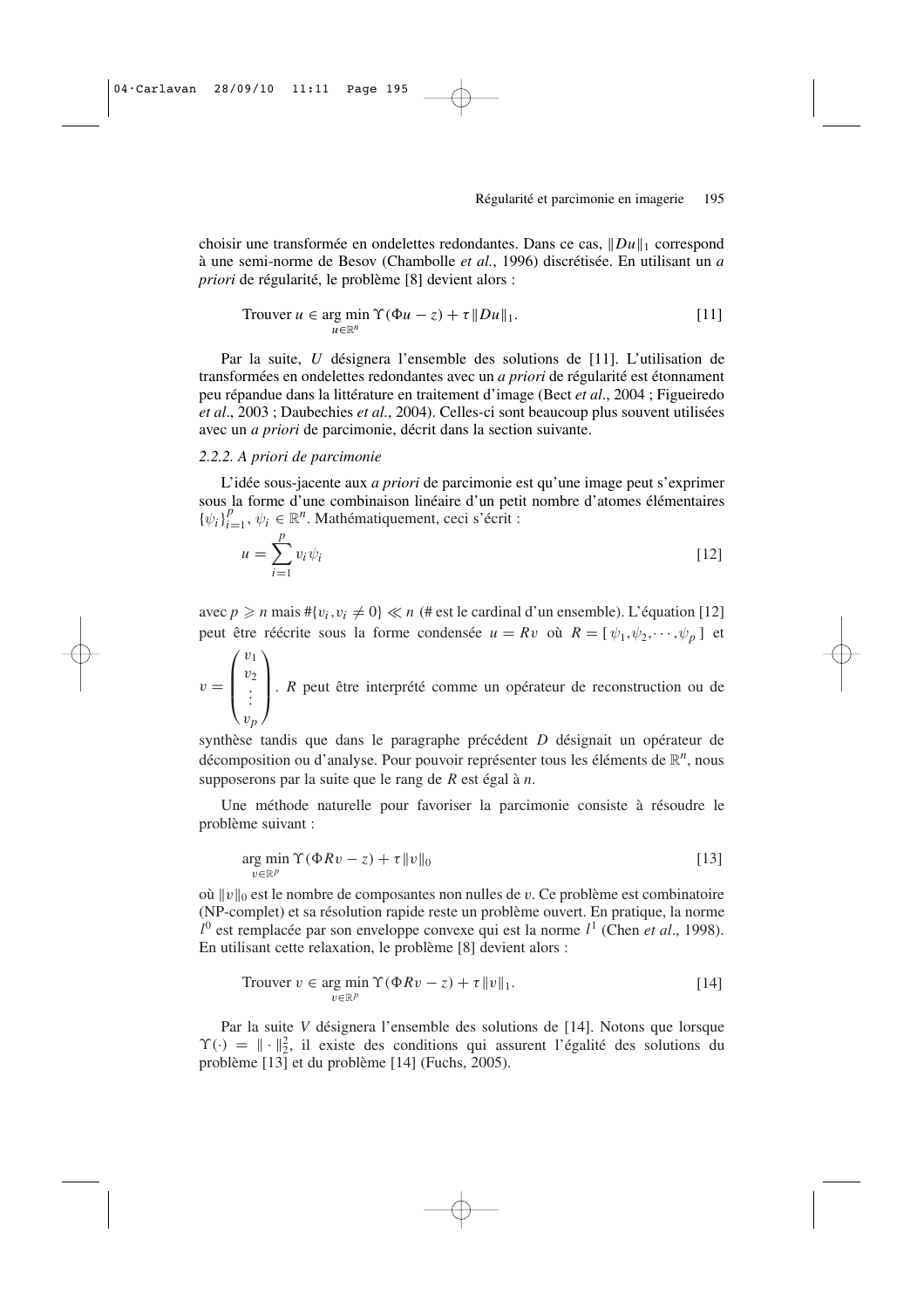choisir une transformée en ondelettes redondantes. Dans ce cas, $\|Du\|_1$ correspond à une semi-norme de Besov (Chambolle *et al.*, 1996) discrétisée. En utilisant un *a priori* de régularité, le problème [8] devient alors :

$$\text{Trouver } u \in \underset{u \in \mathbb{R}^n}{\arg\min}\, \Upsilon(\Phi u - z) + \tau \|Du\|_1. \qquad [11]$$

Par la suite, $U$ désignera l'ensemble des solutions de [11]. L'utilisation de transformées en ondelettes redondantes avec un *a priori* de régularité est étonnament peu répandue dans la littérature en traitement d'image (Bect *et al*., 2004 ; Figueiredo *et al*., 2003 ; Daubechies *et al.*, 2004). Celles-ci sont beaucoup plus souvent utilisées avec un *a priori* de parcimonie, décrit dans la section suivante.

### 2.2.2. *A priori de parcimonie*

L'idée sous-jacente aux *a priori* de parcimonie est qu'une image peut s'exprimer sous la forme d'une combinaison linéaire d'un petit nombre d'atomes élémentaires $\{\psi_i\}_{i=1}^{p}$, $\psi_i \in \mathbb{R}^n$. Mathématiquement, ceci s'écrit :

$$u = \sum_{i=1}^{p} v_i \psi_i \qquad [12]$$

avec $p \geqslant n$ mais $\#\{v_i, v_i \neq 0\} \ll n$ (# est le cardinal d'un ensemble). L'équation [12] peut être réécrite sous la forme condensée $u = Rv$ où $R = [\psi_1, \psi_2, \cdots, \psi_p]$ et $v = \begin{pmatrix} v_1 \\ v_2 \\ \vdots \\ v_p \end{pmatrix}$. $R$ peut être interprété comme un opérateur de reconstruction ou de synthèse tandis que dans le paragraphe précédent $D$ désignait un opérateur de décomposition ou d'analyse. Pour pouvoir représenter tous les éléments de $\mathbb{R}^n$, nous supposerons par la suite que le rang de $R$ est égal à $n$.

Une méthode naturelle pour favoriser la parcimonie consiste à résoudre le problème suivant :

$$\underset{v \in \mathbb{R}^p}{\arg\min}\, \Upsilon(\Phi R v - z) + \tau \|v\|_0 \qquad [13]$$

où $\|v\|_0$ est le nombre de composantes non nulles de $v$. Ce problème est combinatoire (NP-complet) et sa résolution rapide reste un problème ouvert. En pratique, la norme $l^0$ est remplacée par son enveloppe convexe qui est la norme $l^1$ (Chen *et al*., 1998). En utilisant cette relaxation, le problème [8] devient alors :

$$\text{Trouver } v \in \underset{v \in \mathbb{R}^p}{\arg\min}\, \Upsilon(\Phi R v - z) + \tau \|v\|_1. \qquad [14]$$

Par la suite $V$ désignera l'ensemble des solutions de [14]. Notons que lorsque $\Upsilon(\cdot) = \|\cdot\|_2^2$, il existe des conditions qui assurent l'égalité des solutions du problème [13] et du problème [14] (Fuchs, 2005).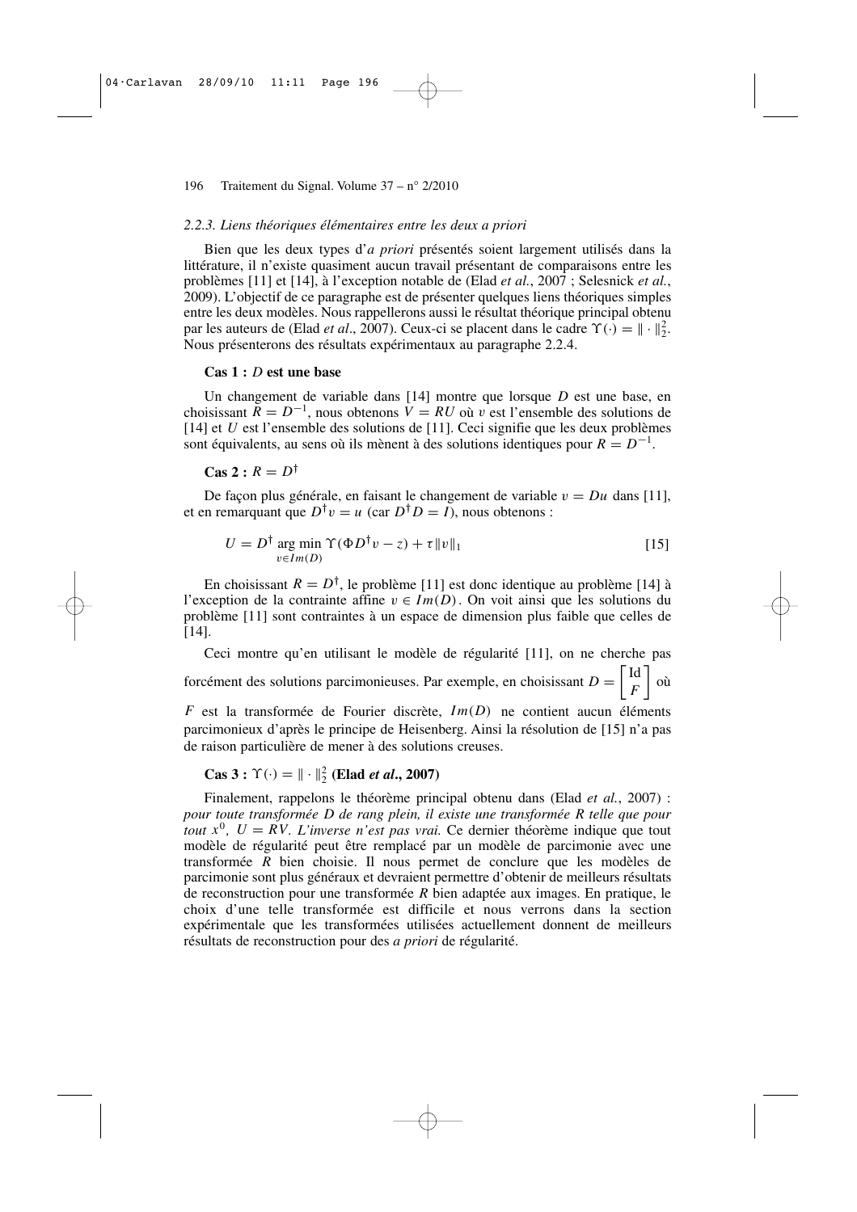*2.2.3. Liens théoriques élémentaires entre les deux a priori*

Bien que les deux types d'*a priori* présentés soient largement utilisés dans la littérature, il n'existe quasiment aucun travail présentant de comparaisons entre les problèmes [11] et [14], à l'exception notable de (Elad *et al.*, 2007 ; Selesnick *et al.*, 2009). L'objectif de ce paragraphe est de présenter quelques liens théoriques simples entre les deux modèles. Nous rappellerons aussi le résultat théorique principal obtenu par les auteurs de (Elad *et al.*, 2007). Ceux-ci se placent dans le cadre $\Upsilon(\cdot) = \|\cdot\|_2^2$. Nous présenterons des résultats expérimentaux au paragraphe 2.2.4.

**Cas 1 : $D$ est une base**

Un changement de variable dans [14] montre que lorsque $D$ est une base, en choisissant $R = D^{-1}$, nous obtenons $V = RU$ où $v$ est l'ensemble des solutions de [14] et $U$ est l'ensemble des solutions de [11]. Ceci signifie que les deux problèmes sont équivalents, au sens où ils mènent à des solutions identiques pour $R = D^{-1}$.

**Cas 2 : $R = D^{\dagger}$**

De façon plus générale, en faisant le changement de variable $v = Du$ dans [11], et en remarquant que $D^{\dagger}v = u$ (car $D^{\dagger}D = I$), nous obtenons :

$$U = D^{\dagger} \underset{v \in Im(D)}{\arg\min} \; \Upsilon(\Phi D^{\dagger} v - z) + \tau \|v\|_1 \qquad [15]$$

En choisissant $R = D^{\dagger}$, le problème [11] est donc identique au problème [14] à l'exception de la contrainte affine $v \in Im(D)$. On voit ainsi que les solutions du problème [11] sont contraintes à un espace de dimension plus faible que celles de [14].

Ceci montre qu'en utilisant le modèle de régularité [11], on ne cherche pas forcément des solutions parcimonieuses. Par exemple, en choisissant $D = \begin{bmatrix} \mathrm{Id} \\ F \end{bmatrix}$ où $F$ est la transformée de Fourier discrète, $Im(D)$ ne contient aucun éléments parcimonieux d'après le principe de Heisenberg. Ainsi la résolution de [15] n'a pas de raison particulière de mener à des solutions creuses.

**Cas 3 : $\Upsilon(\cdot) = \|\cdot\|_2^2$ (Elad *et al.*, 2007)**

Finalement, rappelons le théorème principal obtenu dans (Elad *et al.*, 2007) : *pour toute transformée $D$ de rang plein, il existe une transformée $R$ telle que pour tout $x^0$, $U = RV$. L'inverse n'est pas vrai.* Ce dernier théorème indique que tout modèle de régularité peut être remplacé par un modèle de parcimonie avec une transformée $R$ bien choisie. Il nous permet de conclure que les modèles de parcimonie sont plus généraux et devraient permettre d'obtenir de meilleurs résultats de reconstruction pour une transformée $R$ bien adaptée aux images. En pratique, le choix d'une telle transformée est difficile et nous verrons dans la section expérimentale que les transformées utilisées actuellement donnent de meilleurs résultats de reconstruction pour des *a priori* de régularité.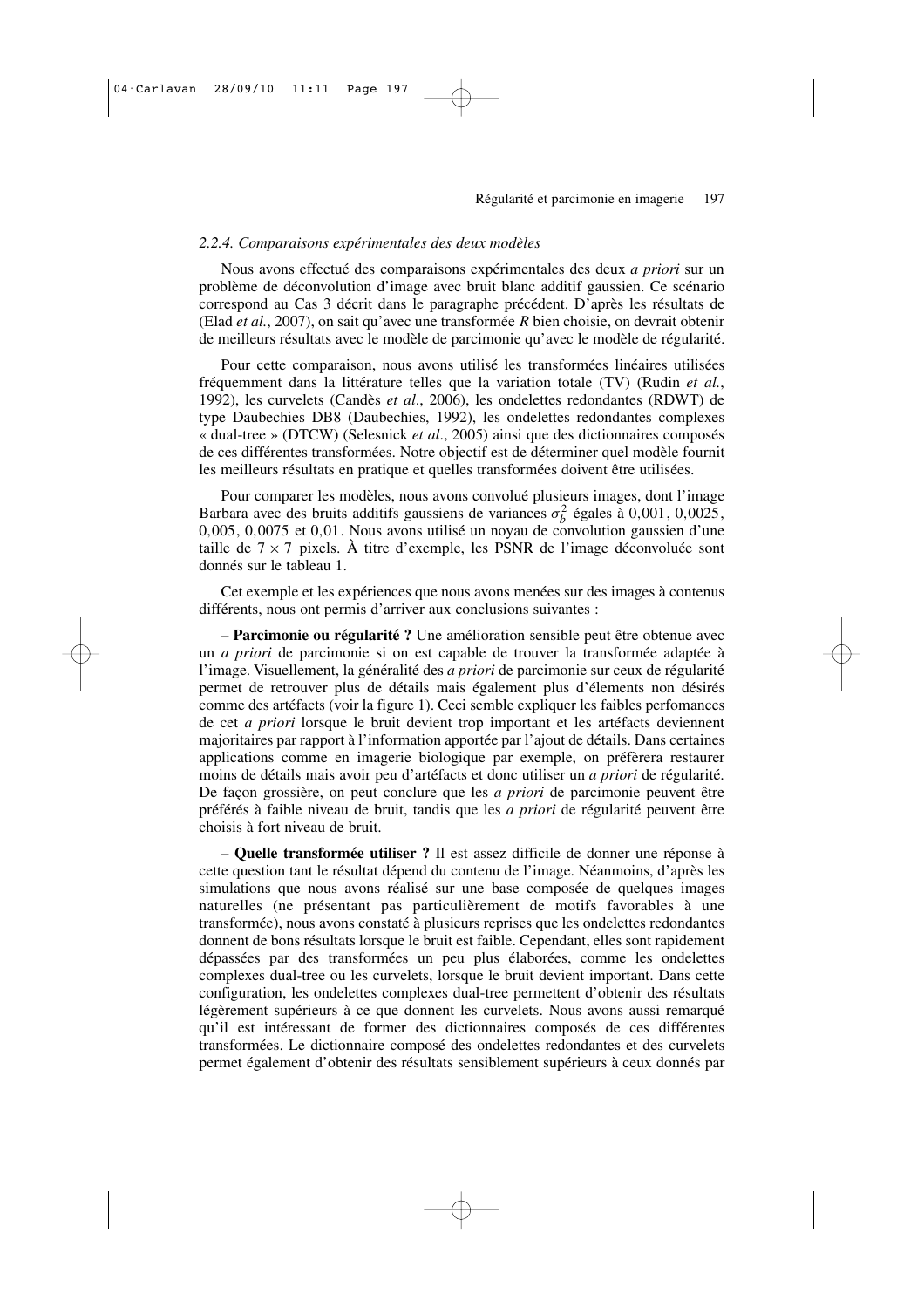### *2.2.4. Comparaisons expérimentales des deux modèles*

Nous avons effectué des comparaisons expérimentales des deux *a priori* sur un problème de déconvolution d'image avec bruit blanc additif gaussien. Ce scénario correspond au Cas 3 décrit dans le paragraphe précédent. D'après les résultats de (Elad *et al.*, 2007), on sait qu'avec une transformée *R* bien choisie, on devrait obtenir de meilleurs résultats avec le modèle de parcimonie qu'avec le modèle de régularité.

Pour cette comparaison, nous avons utilisé les transformées linéaires utilisées fréquemment dans la littérature telles que la variation totale (TV) (Rudin *et al.*, 1992), les curvelets (Candès *et al*., 2006), les ondelettes redondantes (RDWT) de type Daubechies DB8 (Daubechies, 1992), les ondelettes redondantes complexes « dual-tree » (DTCW) (Selesnick *et al*., 2005) ainsi que des dictionnaires composés de ces différentes transformées. Notre objectif est de déterminer quel modèle fournit les meilleurs résultats en pratique et quelles transformées doivent être utilisées.

Pour comparer les modèles, nous avons convolué plusieurs images, dont l'image Barbara avec des bruits additifs gaussiens de variances $\sigma_b^2$ égales à $0{,}001$, $0{,}0025$, $0{,}005$, $0{,}0075$ et $0{,}01$. Nous avons utilisé un noyau de convolution gaussien d'une taille de $7 \times 7$ pixels. À titre d'exemple, les PSNR de l'image déconvoluée sont donnés sur le tableau 1.

Cet exemple et les expériences que nous avons menées sur des images à contenus différents, nous ont permis d'arriver aux conclusions suivantes :

– **Parcimonie ou régularité ?** Une amélioration sensible peut être obtenue avec un *a priori* de parcimonie si on est capable de trouver la transformée adaptée à l'image. Visuellement, la généralité des *a priori* de parcimonie sur ceux de régularité permet de retrouver plus de détails mais également plus d'élements non désirés comme des artéfacts (voir la figure 1). Ceci semble expliquer les faibles perfomances de cet *a priori* lorsque le bruit devient trop important et les artéfacts deviennent majoritaires par rapport à l'information apportée par l'ajout de détails. Dans certaines applications comme en imagerie biologique par exemple, on préfèrera restaurer moins de détails mais avoir peu d'artéfacts et donc utiliser un *a priori* de régularité. De façon grossière, on peut conclure que les *a priori* de parcimonie peuvent être préférés à faible niveau de bruit, tandis que les *a priori* de régularité peuvent être choisis à fort niveau de bruit.

– **Quelle transformée utiliser ?** Il est assez difficile de donner une réponse à cette question tant le résultat dépend du contenu de l'image. Néanmoins, d'après les simulations que nous avons réalisé sur une base composée de quelques images naturelles (ne présentant pas particulièrement de motifs favorables à une transformée), nous avons constaté à plusieurs reprises que les ondelettes redondantes donnent de bons résultats lorsque le bruit est faible. Cependant, elles sont rapidement dépassées par des transformées un peu plus élaborées, comme les ondelettes complexes dual-tree ou les curvelets, lorsque le bruit devient important. Dans cette configuration, les ondelettes complexes dual-tree permettent d'obtenir des résultats légèrement supérieurs à ce que donnent les curvelets. Nous avons aussi remarqué qu'il est intéressant de former des dictionnaires composés de ces différentes transformées. Le dictionnaire composé des ondelettes redondantes et des curvelets permet également d'obtenir des résultats sensiblement supérieurs à ceux donnés par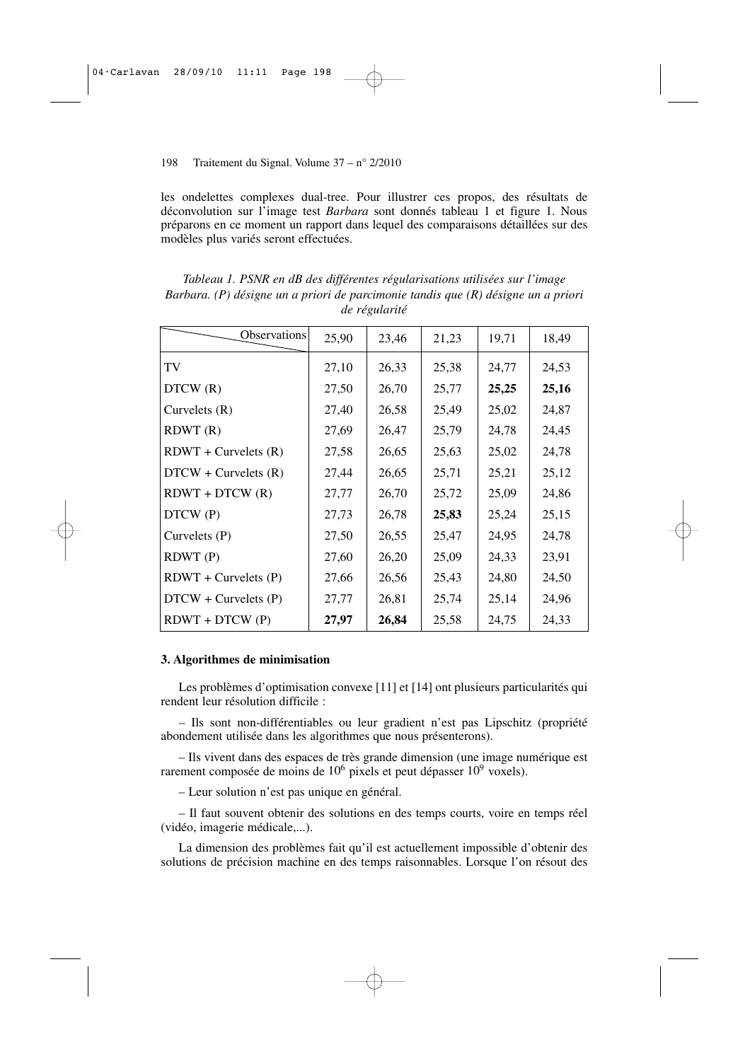les ondelettes complexes dual-tree. Pour illustrer ces propos, des résultats de déconvolution sur l'image test *Barbara* sont donnés tableau 1 et figure 1. Nous préparons en ce moment un rapport dans lequel des comparaisons détaillées sur des modèles plus variés seront effectuées.

*Tableau 1. PSNR en dB des différentes régularisations utilisées sur l'image Barbara. (P) désigne un a priori de parcimonie tandis que (R) désigne un a priori de régularité*

| Observations | 25,90 | 23,46 | 21,23 | 19,71 | 18,49 |
|---|---|---|---|---|---|
| TV | 27,10 | 26,33 | 25,38 | 24,77 | 24,53 |
| DTCW (R) | 27,50 | 26,70 | 25,77 | **25,25** | **25,16** |
| Curvelets (R) | 27,40 | 26,58 | 25,49 | 25,02 | 24,87 |
| RDWT (R) | 27,69 | 26,47 | 25,79 | 24,78 | 24,45 |
| RDWT + Curvelets (R) | 27,58 | 26,65 | 25,63 | 25,02 | 24,78 |
| DTCW + Curvelets (R) | 27,44 | 26,65 | 25,71 | 25,21 | 25,12 |
| RDWT + DTCW (R) | 27,77 | 26,70 | 25,72 | 25,09 | 24,86 |
| DTCW (P) | 27,73 | 26,78 | **25,83** | 25,24 | 25,15 |
| Curvelets (P) | 27,50 | 26,55 | 25,47 | 24,95 | 24,78 |
| RDWT (P) | 27,60 | 26,20 | 25,09 | 24,33 | 23,91 |
| RDWT + Curvelets (P) | 27,66 | 26,56 | 25,43 | 24,80 | 24,50 |
| DTCW + Curvelets (P) | 27,77 | 26,81 | 25,74 | 25,14 | 24,96 |
| RDWT + DTCW (P) | **27,97** | **26,84** | 25,58 | 24,75 | 24,33 |

**3. Algorithmes de minimisation**

Les problèmes d'optimisation convexe [11] et [14] ont plusieurs particularités qui rendent leur résolution difficile :

– Ils sont non-différentiables ou leur gradient n'est pas Lipschitz (propriété abondement utilisée dans les algorithmes que nous présenterons).

– Ils vivent dans des espaces de très grande dimension (une image numérique est rarement composée de moins de $10^6$ pixels et peut dépasser $10^9$ voxels).

– Leur solution n'est pas unique en général.

– Il faut souvent obtenir des solutions en des temps courts, voire en temps réel (vidéo, imagerie médicale,...).

La dimension des problèmes fait qu'il est actuellement impossible d'obtenir des solutions de précision machine en des temps raisonnables. Lorsque l'on résout des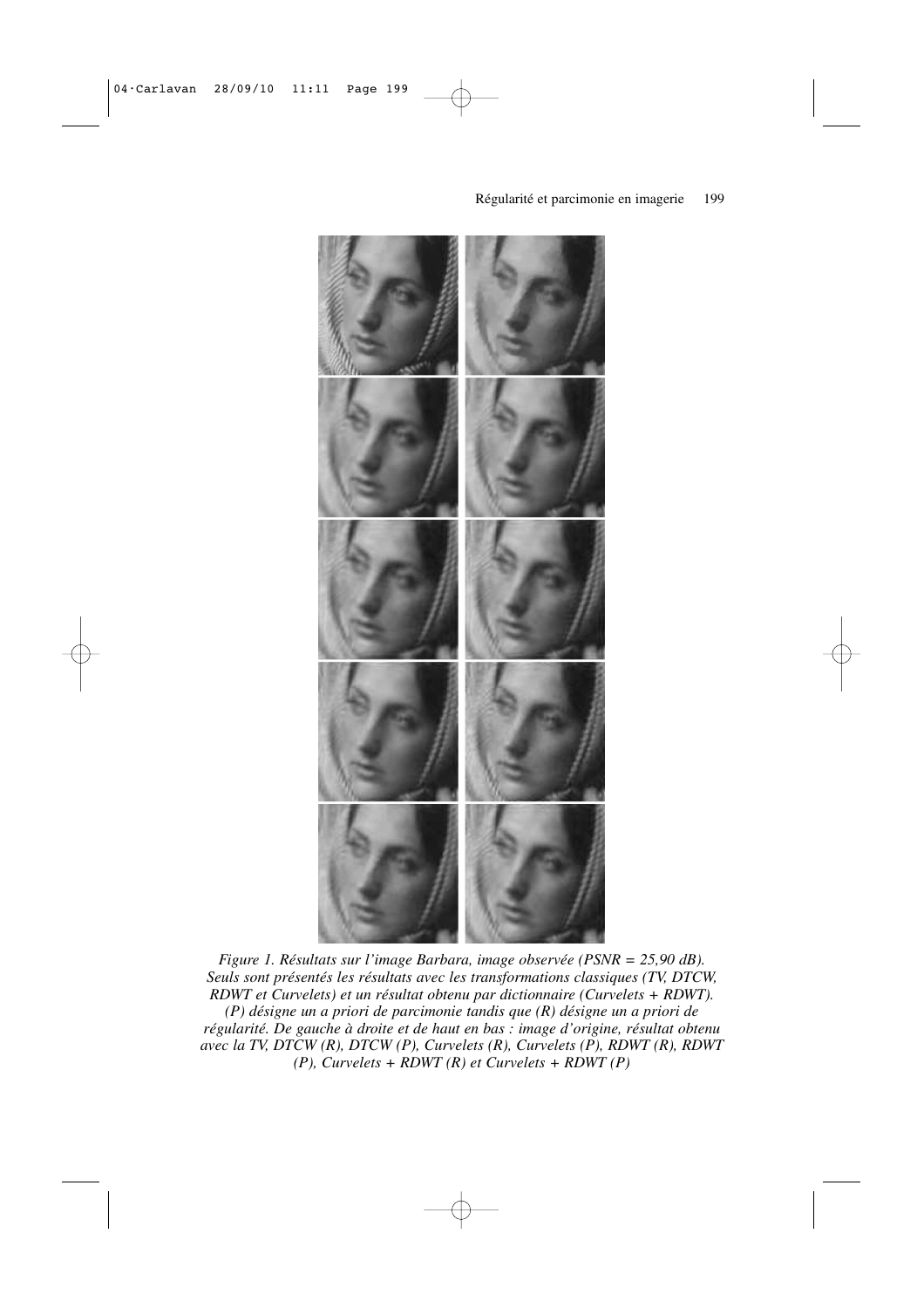*Figure 1. Résultats sur l'image Barbara, image observée (PSNR = 25,90 dB). Seuls sont présentés les résultats avec les transformations classiques (TV, DTCW, RDWT et Curvelets) et un résultat obtenu par dictionnaire (Curvelets + RDWT). (P) désigne un a priori de parcimonie tandis que (R) désigne un a priori de régularité. De gauche à droite et de haut en bas : image d'origine, résultat obtenu avec la TV, DTCW (R), DTCW (P), Curvelets (R), Curvelets (P), RDWT (R), RDWT (P), Curvelets + RDWT (R) et Curvelets + RDWT (P)*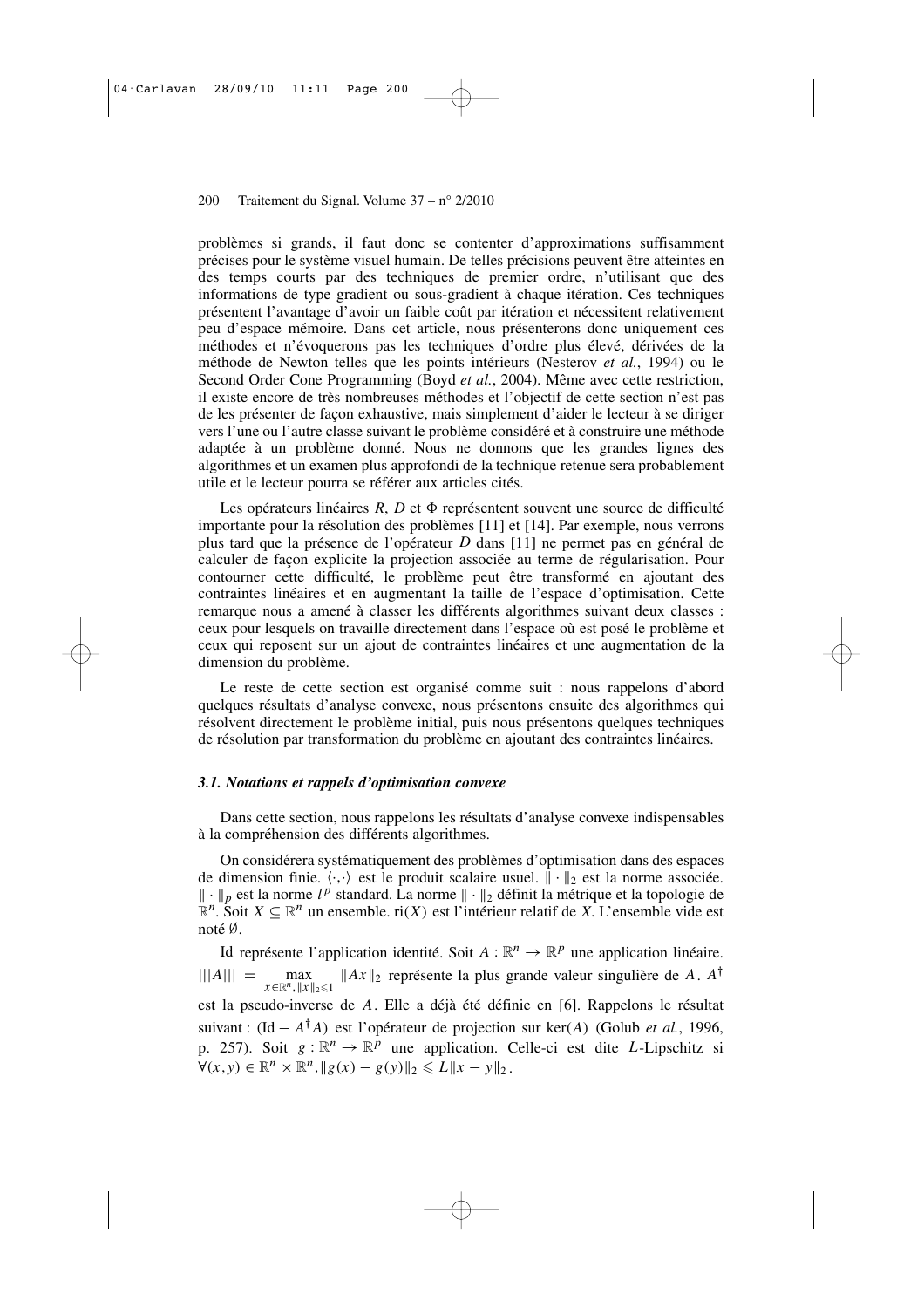problèmes si grands, il faut donc se contenter d'approximations suffisamment précises pour le système visuel humain. De telles précisions peuvent être atteintes en des temps courts par des techniques de premier ordre, n'utilisant que des informations de type gradient ou sous-gradient à chaque itération. Ces techniques présentent l'avantage d'avoir un faible coût par itération et nécessitent relativement peu d'espace mémoire. Dans cet article, nous présenterons donc uniquement ces méthodes et n'évoquerons pas les techniques d'ordre plus élevé, dérivées de la méthode de Newton telles que les points intérieurs (Nesterov *et al.*, 1994) ou le Second Order Cone Programming (Boyd *et al.*, 2004). Même avec cette restriction, il existe encore de très nombreuses méthodes et l'objectif de cette section n'est pas de les présenter de façon exhaustive, mais simplement d'aider le lecteur à se diriger vers l'une ou l'autre classe suivant le problème considéré et à construire une méthode adaptée à un problème donné. Nous ne donnons que les grandes lignes des algorithmes et un examen plus approfondi de la technique retenue sera probablement utile et le lecteur pourra se référer aux articles cités.

Les opérateurs linéaires $R$, $D$ et $\Phi$ représentent souvent une source de difficulté importante pour la résolution des problèmes [11] et [14]. Par exemple, nous verrons plus tard que la présence de l'opérateur $D$ dans [11] ne permet pas en général de calculer de façon explicite la projection associée au terme de régularisation. Pour contourner cette difficulté, le problème peut être transformé en ajoutant des contraintes linéaires et en augmentant la taille de l'espace d'optimisation. Cette remarque nous a amené à classer les différents algorithmes suivant deux classes : ceux pour lesquels on travaille directement dans l'espace où est posé le problème et ceux qui reposent sur un ajout de contraintes linéaires et une augmentation de la dimension du problème.

Le reste de cette section est organisé comme suit : nous rappelons d'abord quelques résultats d'analyse convexe, nous présentons ensuite des algorithmes qui résolvent directement le problème initial, puis nous présentons quelques techniques de résolution par transformation du problème en ajoutant des contraintes linéaires.

### *3.1. Notations et rappels d'optimisation convexe*

Dans cette section, nous rappelons les résultats d'analyse convexe indispensables à la compréhension des différents algorithmes.

On considérera systématiquement des problèmes d'optimisation dans des espaces de dimension finie. $\langle \cdot,\cdot \rangle$ est le produit scalaire usuel. $\| \cdot \|_2$ est la norme associée. $\| \cdot \|_p$ est la norme $l^p$ standard. La norme $\| \cdot \|_2$ définit la métrique et la topologie de $\mathbb{R}^n$. Soit $X \subseteq \mathbb{R}^n$ un ensemble. $\mathrm{ri}(X)$ est l'intérieur relatif de $X$. L'ensemble vide est noté $\emptyset$.

Id représente l'application identité. Soit $A : \mathbb{R}^n \to \mathbb{R}^p$ une application linéaire. $|||A||| = \max_{x \in \mathbb{R}^n, \|x\|_2 \leqslant 1} \|Ax\|_2$ représente la plus grande valeur singulière de $A$. $A^\dagger$ est la pseudo-inverse de $A$. Elle a déjà été définie en [6]. Rappelons le résultat suivant : $(\mathrm{Id} - A^\dagger A)$ est l'opérateur de projection sur $\ker(A)$ (Golub *et al.*, 1996, p. 257). Soit $g : \mathbb{R}^n \to \mathbb{R}^p$ une application. Celle-ci est dite $L$-Lipschitz si $\forall (x, y) \in \mathbb{R}^n \times \mathbb{R}^n, \|g(x) - g(y)\|_2 \leqslant L\|x - y\|_2$.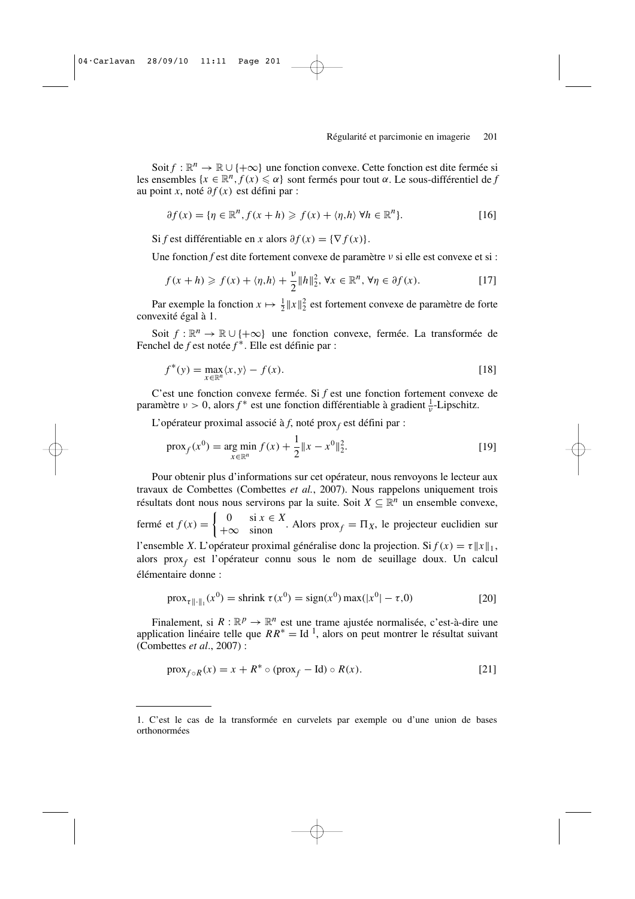Soit $f : \mathbb{R}^n \to \mathbb{R} \cup \{+\infty\}$ une fonction convexe. Cette fonction est dite fermée si les ensembles $\{x \in \mathbb{R}^n, f(x) \leqslant \alpha\}$ sont fermés pour tout $\alpha$. Le sous-différentiel de $f$ au point $x$, noté $\partial f(x)$ est défini par :

$$\partial f(x) = \{\eta \in \mathbb{R}^n, f(x+h) \geqslant f(x) + \langle \eta, h \rangle \ \forall h \in \mathbb{R}^n\}. \tag{16}$$

Si $f$ est différentiable en $x$ alors $\partial f(x) = \{\nabla f(x)\}$.

Une fonction $f$ est dite fortement convexe de paramètre $\nu$ si elle est convexe et si :

$$f(x+h) \geqslant f(x) + \langle \eta, h \rangle + \frac{\nu}{2}\|h\|_2^2, \ \forall x \in \mathbb{R}^n, \ \forall \eta \in \partial f(x). \tag{17}$$

Par exemple la fonction $x \mapsto \frac{1}{2}\|x\|_2^2$ est fortement convexe de paramètre de forte convexité égal à 1.

Soit $f : \mathbb{R}^n \to \mathbb{R} \cup \{+\infty\}$ une fonction convexe, fermée. La transformée de Fenchel de $f$ est notée $f^*$. Elle est définie par :

$$f^*(y) = \max_{x \in \mathbb{R}^n} \langle x, y \rangle - f(x). \tag{18}$$

C'est une fonction convexe fermée. Si $f$ est une fonction fortement convexe de paramètre $\nu > 0$, alors $f^*$ est une fonction différentiable à gradient $\frac{1}{\nu}$-Lipschitz.

L'opérateur proximal associé à $f$, noté $\text{prox}_f$ est défini par :

$$\text{prox}_f(x^0) = \arg\min_{x \in \mathbb{R}^n} f(x) + \frac{1}{2}\|x - x^0\|_2^2. \tag{19}$$

Pour obtenir plus d'informations sur cet opérateur, nous renvoyons le lecteur aux travaux de Combettes (Combettes *et al.*, 2007). Nous rappelons uniquement trois résultats dont nous nous servirons par la suite. Soit $X \subseteq \mathbb{R}^n$ un ensemble convexe, fermé et $f(x) = \begin{cases} 0 & \text{si } x \in X \\ +\infty & \text{sinon} \end{cases}$. Alors $\text{prox}_f = \Pi_X$, le projecteur euclidien sur l'ensemble $X$. L'opérateur proximal généralise donc la projection. Si $f(x) = \tau\|x\|_1$, alors $\text{prox}_f$ est l'opérateur connu sous le nom de seuillage doux. Un calcul élémentaire donne :

$$\text{prox}_{\tau\|\cdot\|_1}(x^0) = \text{shrink}\,\tau(x^0) = \text{sign}(x^0)\max(|x^0| - \tau, 0) \tag{20}$$

Finalement, si $R : \mathbb{R}^p \to \mathbb{R}^n$ est une trame ajustée normalisée, c'est-à-dire une application linéaire telle que $RR^* = \text{Id}$ [1], alors on peut montrer le résultat suivant (Combettes *et al.*, 2007) :

$$\text{prox}_{f \circ R}(x) = x + R^* \circ (\text{prox}_f - \text{Id}) \circ R(x). \tag{21}$$

---

1. C'est le cas de la transformée en curvelets par exemple ou d'une union de bases orthonormées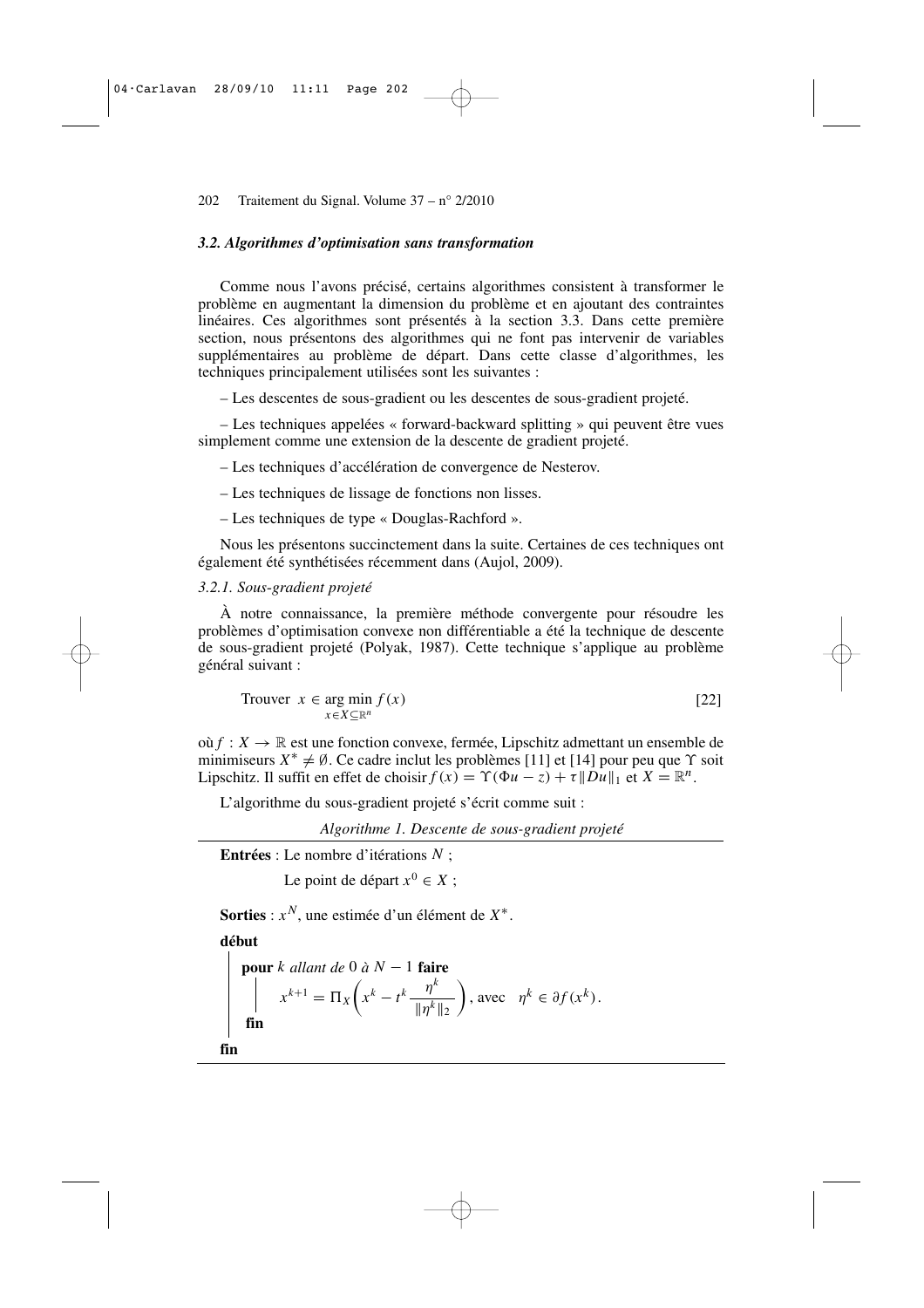### *3.2. Algorithmes d'optimisation sans transformation*

Comme nous l'avons précisé, certains algorithmes consistent à transformer le problème en augmentant la dimension du problème et en ajoutant des contraintes linéaires. Ces algorithmes sont présentés à la section 3.3. Dans cette première section, nous présentons des algorithmes qui ne font pas intervenir de variables supplémentaires au problème de départ. Dans cette classe d'algorithmes, les techniques principalement utilisées sont les suivantes :

– Les descentes de sous-gradient ou les descentes de sous-gradient projeté.

– Les techniques appelées « forward-backward splitting » qui peuvent être vues simplement comme une extension de la descente de gradient projeté.

– Les techniques d'accélération de convergence de Nesterov.

– Les techniques de lissage de fonctions non lisses.

– Les techniques de type « Douglas-Rachford ».

Nous les présentons succinctement dans la suite. Certaines de ces techniques ont également été synthétisées récemment dans (Aujol, 2009).

#### *3.2.1. Sous-gradient projeté*

À notre connaissance, la première méthode convergente pour résoudre les problèmes d'optimisation convexe non différentiable a été la technique de descente de sous-gradient projeté (Polyak, 1987). Cette technique s'applique au problème général suivant :

$$\text{Trouver } x \in \arg\min_{x \in X \subseteq \mathbb{R}^n} f(x) \qquad [22]$$

où $f : X \to \mathbb{R}$ est une fonction convexe, fermée, Lipschitz admettant un ensemble de minimiseurs $X^* \neq \emptyset$. Ce cadre inclut les problèmes [11] et [14] pour peu que $\Upsilon$ soit Lipschitz. Il suffit en effet de choisir $f(x) = \Upsilon(\Phi u - z) + \tau \|Du\|_1$ et $X = \mathbb{R}^n$.

L'algorithme du sous-gradient projeté s'écrit comme suit :

*Algorithme 1. Descente de sous-gradient projeté*

**Entrées** : Le nombre d'itérations $N$ ;

Le point de départ $x^0 \in X$ ;

**Sorties** : $x^N$, une estimée d'un élément de $X^*$.

**début**

  **pour** *k allant de* 0 *à* $N - 1$ **faire**

$$x^{k+1} = \Pi_X\left(x^k - t^k \frac{\eta^k}{\|\eta^k\|_2}\right), \text{ avec } \eta^k \in \partial f(x^k).$$

  **fin**

**fin**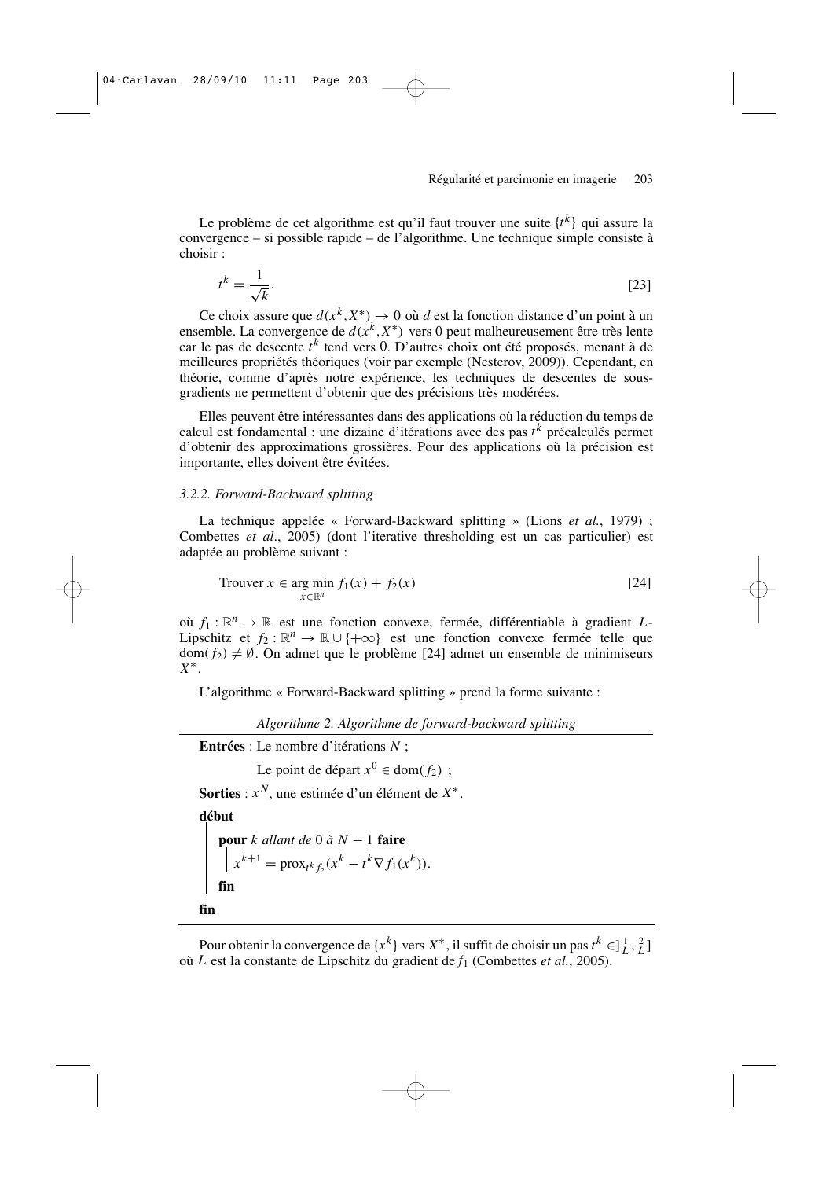Le problème de cet algorithme est qu'il faut trouver une suite $\{t^k\}$ qui assure la convergence – si possible rapide – de l'algorithme. Une technique simple consiste à choisir :

$$t^k = \frac{1}{\sqrt{k}}. \quad [23]$$

Ce choix assure que $d(x^k, X^*) \to 0$ où $d$ est la fonction distance d'un point à un ensemble. La convergence de $d(x^k, X^*)$ vers 0 peut malheureusement être très lente car le pas de descente $t^k$ tend vers 0. D'autres choix ont été proposés, menant à de meilleures propriétés théoriques (voir par exemple (Nesterov, 2009)). Cependant, en théorie, comme d'après notre expérience, les techniques de descentes de sous-gradients ne permettent d'obtenir que des précisions très modérées.

Elles peuvent être intéressantes dans des applications où la réduction du temps de calcul est fondamental : une dizaine d'itérations avec des pas $t^k$ précalculés permet d'obtenir des approximations grossières. Pour des applications où la précision est importante, elles doivent être évitées.

### *3.2.2. Forward-Backward splitting*

La technique appelée « Forward-Backward splitting » (Lions *et al.*, 1979) ; Combettes *et al*., 2005) (dont l'iterative thresholding est un cas particulier) est adaptée au problème suivant :

$$\text{Trouver } x \in \underset{x \in \mathbb{R}^n}{\arg\min}\, f_1(x) + f_2(x) \quad [24]$$

où $f_1 : \mathbb{R}^n \to \mathbb{R}$ est une fonction convexe, fermée, différentiable à gradient $L$-Lipschitz et $f_2 : \mathbb{R}^n \to \mathbb{R} \cup \{+\infty\}$ est une fonction convexe fermée telle que $\text{dom}(f_2) \neq \emptyset$. On admet que le problème [24] admet un ensemble de minimiseurs $X^*$.

L'algorithme « Forward-Backward splitting » prend la forme suivante :

*Algorithme 2. Algorithme de forward-backward splitting*

**Entrées** : Le nombre d'itérations $N$ ;

Le point de départ $x^0 \in \text{dom}(f_2)$ ;

**Sorties** : $x^N$, une estimée d'un élément de $X^*$.

**début**

  **pour** *k allant de* 0 *à* $N - 1$ **faire**

    $x^{k+1} = \text{prox}_{t^k f_2}(x^k - t^k \nabla f_1(x^k))$.

  **fin**

**fin**

Pour obtenir la convergence de $\{x^k\}$ vers $X^*$, il suffit de choisir un pas $t^k \in ]\frac{1}{L}, \frac{2}{L}]$ où $L$ est la constante de Lipschitz du gradient de $f_1$ (Combettes *et al.*, 2005).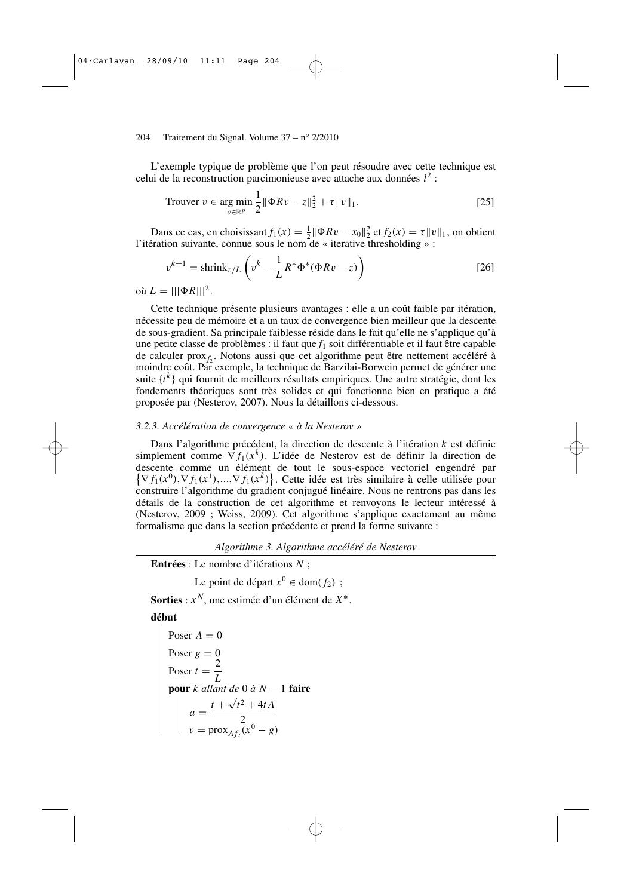L'exemple typique de problème que l'on peut résoudre avec cette technique est celui de la reconstruction parcimonieuse avec attache aux données $l^2$ :

$$\text{Trouver } v \in \underset{v \in \mathbb{R}^p}{\arg\min} \frac{1}{2}\|\Phi R v - z\|_2^2 + \tau\|v\|_1. \quad [25]$$

Dans ce cas, en choisissant $f_1(x) = \frac{1}{2}\|\Phi R v - x_0\|_2^2$ et $f_2(x) = \tau\|v\|_1$, on obtient l'itération suivante, connue sous le nom de « iterative thresholding » :

$$v^{k+1} = \text{shrink}_{\tau/L}\left(v^k - \frac{1}{L}R^*\Phi^*(\Phi R v - z)\right) \quad [26]$$

où $L = |||\Phi R|||^2$.

Cette technique présente plusieurs avantages : elle a un coût faible par itération, nécessite peu de mémoire et a un taux de convergence bien meilleur que la descente de sous-gradient. Sa principale faiblesse réside dans le fait qu'elle ne s'applique qu'à une petite classe de problèmes : il faut que $f_1$ soit différentiable et il faut être capable de calculer $\text{prox}_{f_2}$. Notons aussi que cet algorithme peut être nettement accéléré à moindre coût. Par exemple, la technique de Barzilai-Borwein permet de générer une suite $\{t^k\}$ qui fournit de meilleurs résultats empiriques. Une autre stratégie, dont les fondements théoriques sont très solides et qui fonctionne bien en pratique a été proposée par (Nesterov, 2007). Nous la détaillons ci-dessous.

### *3.2.3. Accélération de convergence « à la Nesterov »*

Dans l'algorithme précédent, la direction de descente à l'itération $k$ est définie simplement comme $\nabla f_1(x^k)$. L'idée de Nesterov est de définir la direction de descente comme un élément de tout le sous-espace vectoriel engendré par $\{\nabla f_1(x^0), \nabla f_1(x^1), ..., \nabla f_1(x^k)\}$. Cette idée est très similaire à celle utilisée pour construire l'algorithme du gradient conjugué linéaire. Nous ne rentrons pas dans les détails de la construction de cet algorithme et renvoyons le lecteur intéressé à (Nesterov, 2009 ; Weiss, 2009). Cet algorithme s'applique exactement au même formalisme que dans la section précédente et prend la forme suivante :

*Algorithme 3. Algorithme accéléré de Nesterov*

**Entrées** : Le nombre d'itérations $N$ ;

Le point de départ $x^0 \in \text{dom}(f_2)$ ;

**Sorties** : $x^N$, une estimée d'un élément de $X^*$.

**début**

Poser $A = 0$

Poser $g = 0$

Poser $t = \dfrac{2}{L}$

**pour** *k allant de* 0 *à* $N-1$ **faire**

$a = \dfrac{t + \sqrt{t^2 + 4tA}}{2}$

$v = \text{prox}_{Af_2}(x^0 - g)$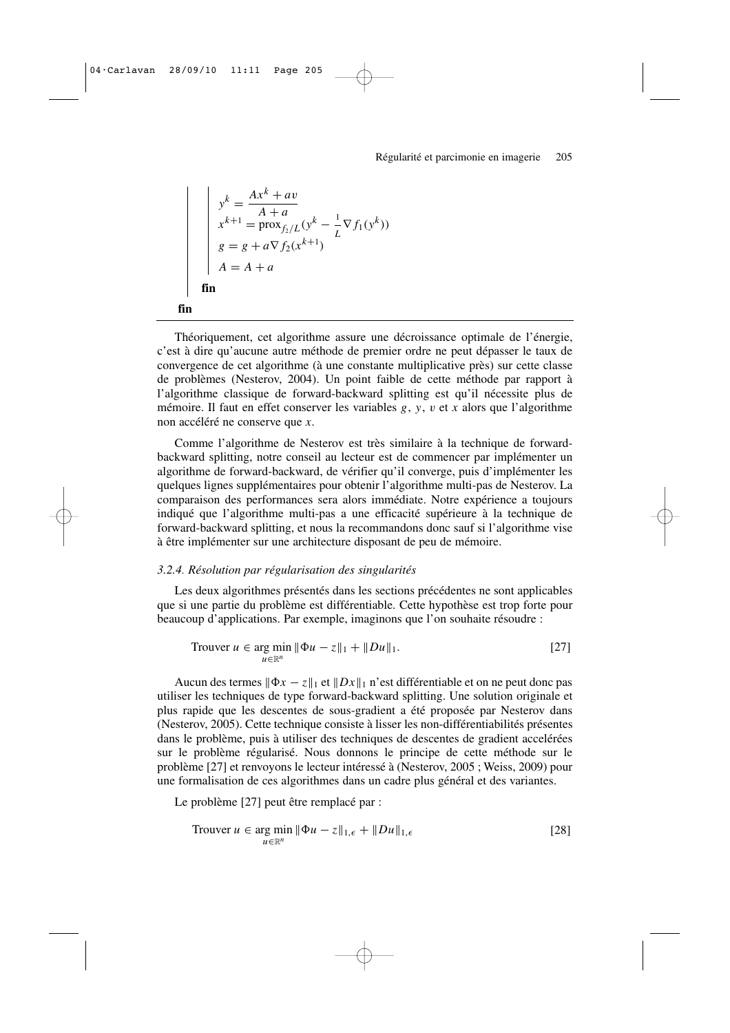$$y^k = \frac{Ax^k + av}{A + a}$$
$$x^{k+1} = \text{prox}_{f_2/L}(y^k - \tfrac{1}{L}\nabla f_1(y^k))$$
$$g = g + a\nabla f_2(x^{k+1})$$
$$A = A + a$$

**fin**

**fin**

---

Théoriquement, cet algorithme assure une décroissance optimale de l'énergie, c'est à dire qu'aucune autre méthode de premier ordre ne peut dépasser le taux de convergence de cet algorithme (à une constante multiplicative près) sur cette classe de problèmes (Nesterov, 2004). Un point faible de cette méthode par rapport à l'algorithme classique de forward-backward splitting est qu'il nécessite plus de mémoire. Il faut en effet conserver les variables $g$, $y$, $v$ et $x$ alors que l'algorithme non accéléré ne conserve que $x$.

Comme l'algorithme de Nesterov est très similaire à la technique de forward-backward splitting, notre conseil au lecteur est de commencer par implémenter un algorithme de forward-backward, de vérifier qu'il converge, puis d'implémenter les quelques lignes supplémentaires pour obtenir l'algorithme multi-pas de Nesterov. La comparaison des performances sera alors immédiate. Notre expérience a toujours indiqué que l'algorithme multi-pas a une efficacité supérieure à la technique de forward-backward splitting, et nous la recommandons donc sauf si l'algorithme vise à être implémenter sur une architecture disposant de peu de mémoire.

### *3.2.4. Résolution par régularisation des singularités*

Les deux algorithmes présentés dans les sections précédentes ne sont applicables que si une partie du problème est différentiable. Cette hypothèse est trop forte pour beaucoup d'applications. Par exemple, imaginons que l'on souhaite résoudre :

$$\text{Trouver } u \in \underset{u\in\mathbb{R}^n}{\arg\min} \|\Phi u - z\|_1 + \|Du\|_1. \qquad [27]$$

Aucun des termes $\|\Phi x - z\|_1$ et $\|Dx\|_1$ n'est différentiable et on ne peut donc pas utiliser les techniques de type forward-backward splitting. Une solution originale et plus rapide que les descentes de sous-gradient a été proposée par Nesterov dans (Nesterov, 2005). Cette technique consiste à lisser les non-différentiabilités présentes dans le problème, puis à utiliser des techniques de descentes de gradient accelérées sur le problème régularisé. Nous donnons le principe de cette méthode sur le problème [27] et renvoyons le lecteur intéressé à (Nesterov, 2005 ; Weiss, 2009) pour une formalisation de ces algorithmes dans un cadre plus général et des variantes.

Le problème [27] peut être remplacé par :

$$\text{Trouver } u \in \underset{u\in\mathbb{R}^n}{\arg\min} \|\Phi u - z\|_{1,\epsilon} + \|Du\|_{1,\epsilon} \qquad [28]$$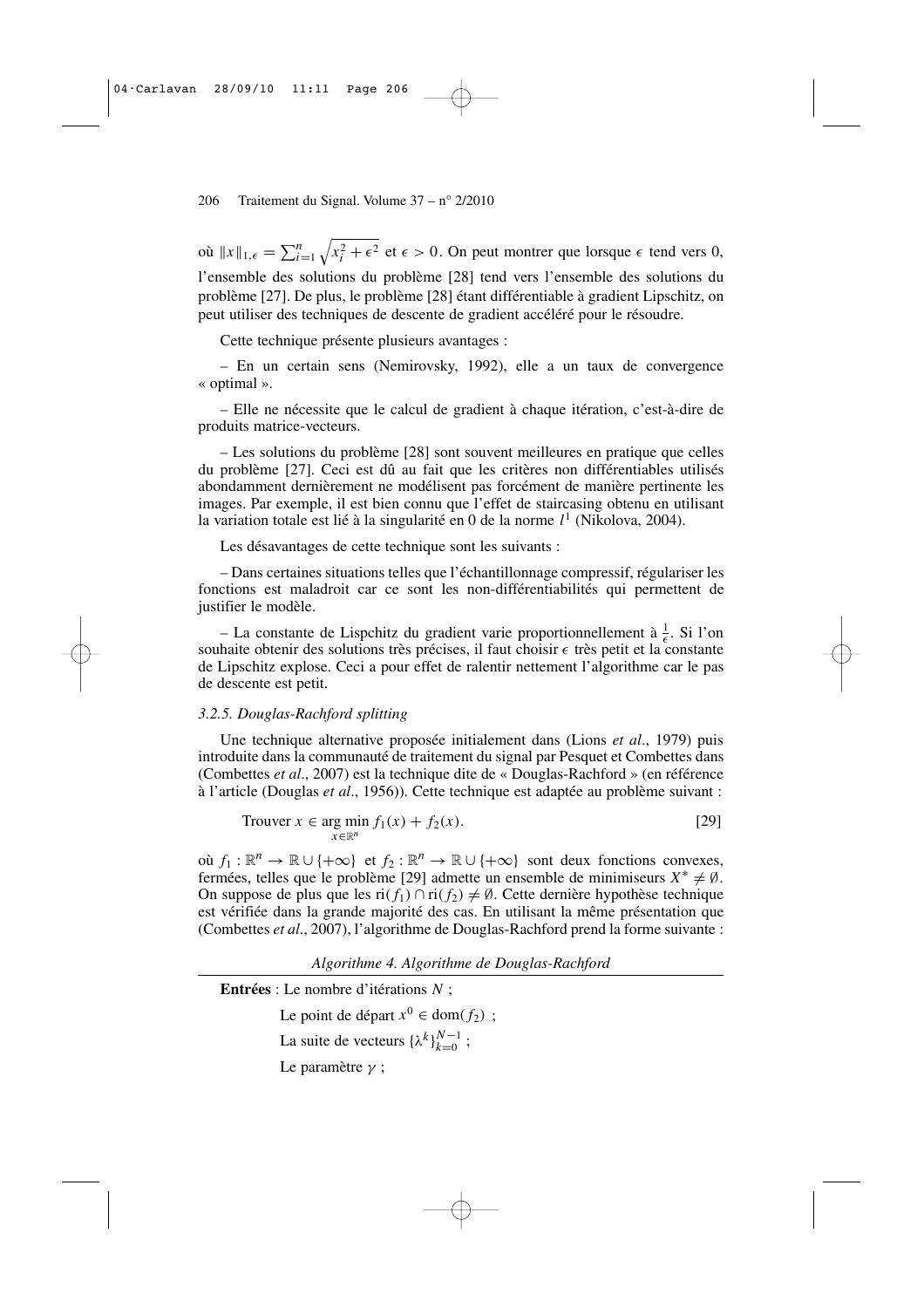où $\|x\|_{1,\epsilon} = \sum_{i=1}^{n} \sqrt{x_i^2 + \epsilon^2}$ et $\epsilon > 0$. On peut montrer que lorsque $\epsilon$ tend vers 0, l'ensemble des solutions du problème [28] tend vers l'ensemble des solutions du problème [27]. De plus, le problème [28] étant différentiable à gradient Lipschitz, on peut utiliser des techniques de descente de gradient accéléré pour le résoudre.

Cette technique présente plusieurs avantages :

– En un certain sens (Nemirovsky, 1992), elle a un taux de convergence « optimal ».

– Elle ne nécessite que le calcul de gradient à chaque itération, c'est-à-dire de produits matrice-vecteurs.

– Les solutions du problème [28] sont souvent meilleures en pratique que celles du problème [27]. Ceci est dû au fait que les critères non différentiables utilisés abondamment dernièrement ne modélisent pas forcément de manière pertinente les images. Par exemple, il est bien connu que l'effet de staircasing obtenu en utilisant la variation totale est lié à la singularité en 0 de la norme $l^1$ (Nikolova, 2004).

Les désavantages de cette technique sont les suivants :

– Dans certaines situations telles que l'échantillonnage compressif, régulariser les fonctions est maladroit car ce sont les non-différentiabilités qui permettent de justifier le modèle.

– La constante de Lispchitz du gradient varie proportionnellement à $\frac{1}{\epsilon}$. Si l'on souhaite obtenir des solutions très précises, il faut choisir $\epsilon$ très petit et la constante de Lipschitz explose. Ceci a pour effet de ralentir nettement l'algorithme car le pas de descente est petit.

### *3.2.5. Douglas-Rachford splitting*

Une technique alternative proposée initialement dans (Lions *et al*., 1979) puis introduite dans la communauté de traitement du signal par Pesquet et Combettes dans (Combettes *et al*., 2007) est la technique dite de « Douglas-Rachford » (en référence à l'article (Douglas *et al*., 1956)). Cette technique est adaptée au problème suivant :

$$\text{Trouver } x \in \arg\min_{x \in \mathbb{R}^n} f_1(x) + f_2(x). \qquad [29]$$

où $f_1 : \mathbb{R}^n \to \mathbb{R} \cup \{+\infty\}$ et $f_2 : \mathbb{R}^n \to \mathbb{R} \cup \{+\infty\}$ sont deux fonctions convexes, fermées, telles que le problème [29] admette un ensemble de minimiseurs $X^* \neq \emptyset$. On suppose de plus que les $\mathrm{ri}(f_1) \cap \mathrm{ri}(f_2) \neq \emptyset$. Cette dernière hypothèse technique est vérifiée dans la grande majorité des cas. En utilisant la même présentation que (Combettes *et al*., 2007), l'algorithme de Douglas-Rachford prend la forme suivante :

*Algorithme 4. Algorithme de Douglas-Rachford*

**Entrées** : Le nombre d'itérations $N$ ;

Le point de départ $x^0 \in \mathrm{dom}(f_2)$ ;

La suite de vecteurs $\{\lambda^k\}_{k=0}^{N-1}$ ;

Le paramètre $\gamma$ ;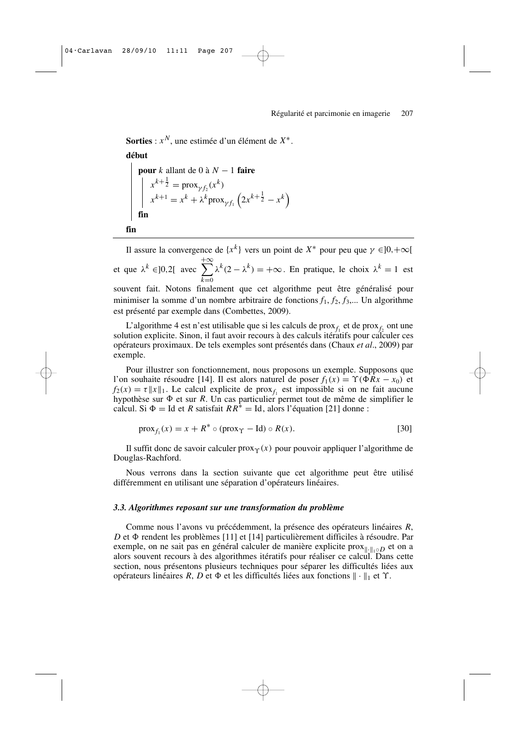**Sorties** : $x^N$, une estimée d'un élément de $X^*$.

**début**

> **pour** $k$ allant de 0 à $N-1$ **faire**
>
> > $x^{k+\frac{1}{2}} = \text{prox}_{\gamma f_2}(x^k)$
> >
> > $x^{k+1} = x^k + \lambda^k \text{prox}_{\gamma f_1}\left(2x^{k+\frac{1}{2}} - x^k\right)$
>
> **fin**

**fin**

---

Il assure la convergence de $\{x^k\}$ vers un point de $X^*$ pour peu que $\gamma \in ]0, +\infty[$ et que $\lambda^k \in ]0,2[$ avec $\sum_{k=0}^{+\infty} \lambda^k(2-\lambda^k) = +\infty$. En pratique, le choix $\lambda^k = 1$ est souvent fait. Notons finalement que cet algorithme peut être généralisé pour minimiser la somme d'un nombre arbitraire de fonctions $f_1, f_2, f_3$,... Un algorithme est présenté par exemple dans (Combettes, 2009).

L'algorithme 4 est n'est utilisable que si les calculs de $\text{prox}_{f_1}$ et de $\text{prox}_{f_2}$ ont une solution explicite. Sinon, il faut avoir recours à des calculs itératifs pour calculer ces opérateurs proximaux. De tels exemples sont présentés dans (Chaux *et al*., 2009) par exemple.

Pour illustrer son fonctionnement, nous proposons un exemple. Supposons que l'on souhaite résoudre [14]. Il est alors naturel de poser $f_1(x) = \Upsilon(\Phi R x - x_0)$ et $f_2(x) = \tau\|x\|_1$. Le calcul explicite de $\text{prox}_{f_1}$ est impossible si on ne fait aucune hypothèse sur $\Phi$ et sur $R$. Un cas particulier permet tout de même de simplifier le calcul. Si $\Phi = \text{Id}$ et $R$ satisfait $RR^* = \text{Id}$, alors l'équation [21] donne :

$$\text{prox}_{f_1}(x) = x + R^* \circ (\text{prox}_{\Upsilon} - \text{Id}) \circ R(x). \qquad [30]$$

Il suffit donc de savoir calculer $\text{prox}_{\Upsilon}(x)$ pour pouvoir appliquer l'algorithme de Douglas-Rachford.

Nous verrons dans la section suivante que cet algorithme peut être utilisé différemment en utilisant une séparation d'opérateurs linéaires.

### *3.3. Algorithmes reposant sur une transformation du problème*

Comme nous l'avons vu précédemment, la présence des opérateurs linéaires $R$, $D$ et $\Phi$ rendent les problèmes [11] et [14] particulièrement difficiles à résoudre. Par exemple, on ne sait pas en général calculer de manière explicite $\text{prox}_{\|\cdot\|_1 \circ D}$ et on a alors souvent recours à des algorithmes itératifs pour réaliser ce calcul. Dans cette section, nous présentons plusieurs techniques pour séparer les difficultés liées aux opérateurs linéaires $R$, $D$ et $\Phi$ et les difficultés liées aux fonctions $\|\cdot\|_1$ et $\Upsilon$.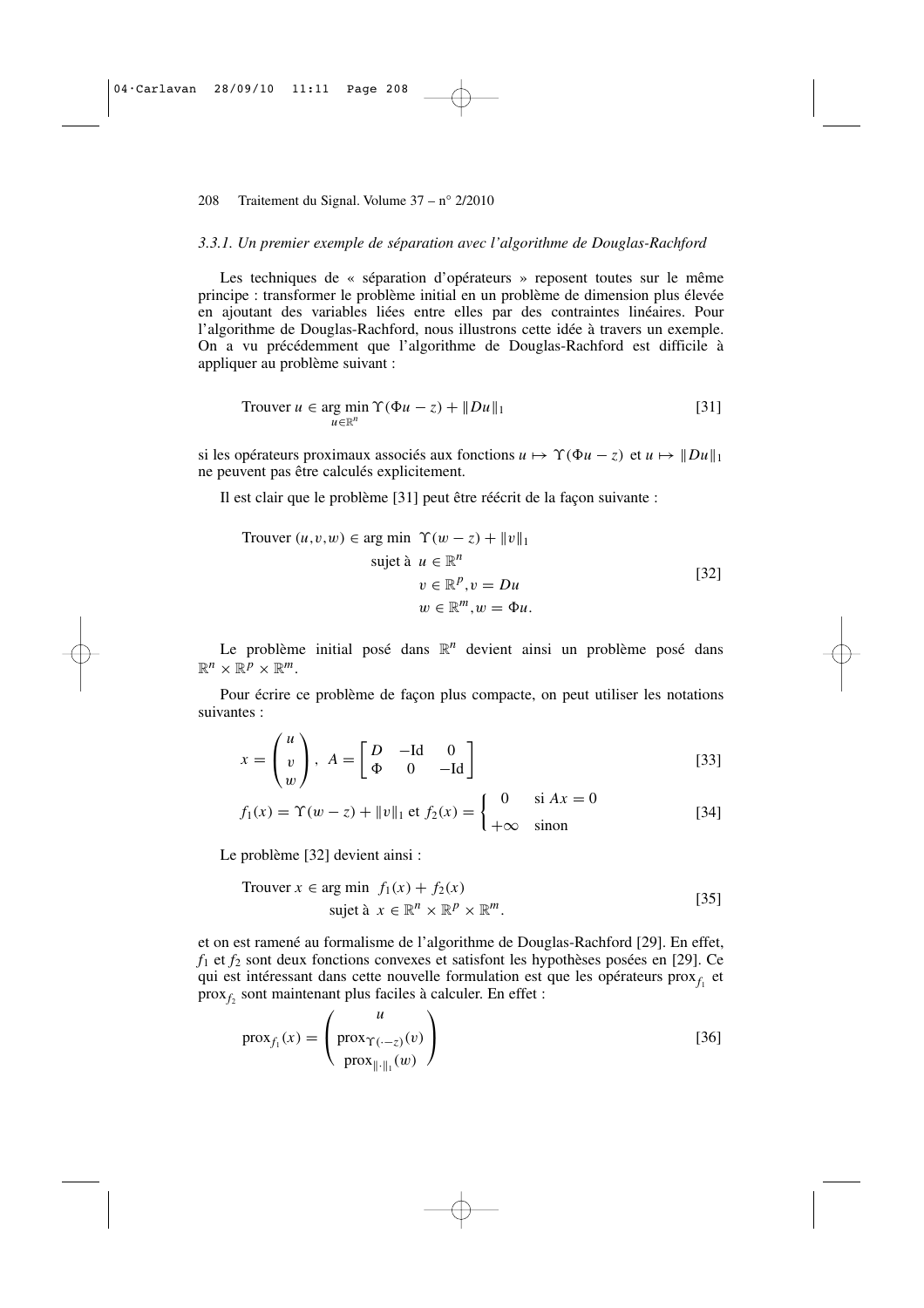### 3.3.1. Un premier exemple de séparation avec l'algorithme de Douglas-Rachford

Les techniques de « séparation d'opérateurs » reposent toutes sur le même principe : transformer le problème initial en un problème de dimension plus élevée en ajoutant des variables liées entre elles par des contraintes linéaires. Pour l'algorithme de Douglas-Rachford, nous illustrons cette idée à travers un exemple. On a vu précédemment que l'algorithme de Douglas-Rachford est difficile à appliquer au problème suivant :

$$\text{Trouver } u \in \underset{u \in \mathbb{R}^n}{\arg\min}\, \Upsilon(\Phi u - z) + \|Du\|_1 \qquad [31]$$

si les opérateurs proximaux associés aux fonctions $u \mapsto \Upsilon(\Phi u - z)$ et $u \mapsto \|Du\|_1$ ne peuvent pas être calculés explicitement.

Il est clair que le problème [31] peut être réécrit de la façon suivante :

$$\begin{aligned} \text{Trouver } (u,v,w) \in \arg\min\ & \Upsilon(w - z) + \|v\|_1 \\ \text{sujet à }\ & u \in \mathbb{R}^n \\ & v \in \mathbb{R}^p, v = Du \\ & w \in \mathbb{R}^m, w = \Phi u. \end{aligned} \qquad [32]$$

Le problème initial posé dans $\mathbb{R}^n$ devient ainsi un problème posé dans $\mathbb{R}^n \times \mathbb{R}^p \times \mathbb{R}^m$.

Pour écrire ce problème de façon plus compacte, on peut utiliser les notations suivantes :

$$x = \begin{pmatrix} u \\ v \\ w \end{pmatrix},\ A = \begin{bmatrix} D & -\mathrm{Id} & 0 \\ \Phi & 0 & -\mathrm{Id} \end{bmatrix} \qquad [33]$$

$$f_1(x) = \Upsilon(w - z) + \|v\|_1 \text{ et } f_2(x) = \begin{cases} 0 & \text{si } Ax = 0 \\ +\infty & \text{sinon} \end{cases} \qquad [34]$$

Le problème [32] devient ainsi :

$$\begin{aligned} \text{Trouver } x \in \arg\min\ & f_1(x) + f_2(x) \\ \text{sujet à }\ & x \in \mathbb{R}^n \times \mathbb{R}^p \times \mathbb{R}^m. \end{aligned} \qquad [35]$$

et on est ramené au formalisme de l'algorithme de Douglas-Rachford [29]. En effet, $f_1$ et $f_2$ sont deux fonctions convexes et satisfont les hypothèses posées en [29]. Ce qui est intéressant dans cette nouvelle formulation est que les opérateurs $\mathrm{prox}_{f_1}$ et $\mathrm{prox}_{f_2}$ sont maintenant plus faciles à calculer. En effet :

$$\mathrm{prox}_{f_1}(x) = \begin{pmatrix} u \\ \mathrm{prox}_{\Upsilon(\cdot - z)}(v) \\ \mathrm{prox}_{\|\cdot\|_1}(w) \end{pmatrix} \qquad [36]$$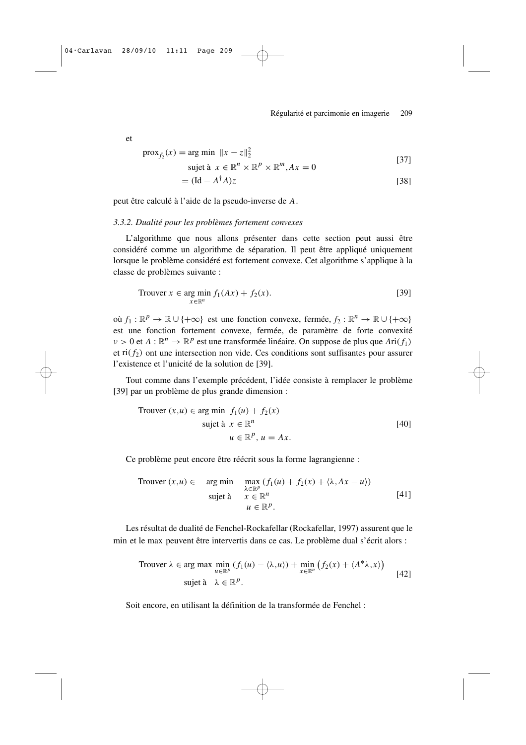et

$$
\begin{aligned}
\operatorname{prox}_{f_2}(x) &= \arg\min \ \|x - z\|_2^2 \\
&\quad \text{sujet à } \ x \in \mathbb{R}^n \times \mathbb{R}^p \times \mathbb{R}^m, Ax = 0
\end{aligned} \tag{37}
$$

$$
= (\mathrm{Id} - A^{\dagger} A) z \tag{38}
$$

peut être calculé à l'aide de la pseudo-inverse de $A$.

### *3.3.2. Dualité pour les problèmes fortement convexes*

L'algorithme que nous allons présenter dans cette section peut aussi être considéré comme un algorithme de séparation. Il peut être appliqué uniquement lorsque le problème considéré est fortement convexe. Cet algorithme s'applique à la classe de problèmes suivante :

$$
\text{Trouver } x \in \underset{x \in \mathbb{R}^n}{\arg\min} \ f_1(Ax) + f_2(x). \tag{39}
$$

où $f_1 : \mathbb{R}^p \to \mathbb{R} \cup \{+\infty\}$ est une fonction convexe, fermée, $f_2 : \mathbb{R}^n \to \mathbb{R} \cup \{+\infty\}$ est une fonction fortement convexe, fermée, de paramètre de forte convexité $\nu > 0$ et $A : \mathbb{R}^n \to \mathbb{R}^p$ est une transformée linéaire. On suppose de plus que $A\mathrm{ri}(f_1)$ et $\mathrm{ri}(f_2)$ ont une intersection non vide. Ces conditions sont suffisantes pour assurer l'existence et l'unicité de la solution de [39].

Tout comme dans l'exemple précédent, l'idée consiste à remplacer le problème [39] par un problème de plus grande dimension :

$$
\begin{aligned}
\text{Trouver } (x,u) \in \arg\min \ & f_1(u) + f_2(x) \\
\text{sujet à } \ & x \in \mathbb{R}^n \\
& u \in \mathbb{R}^p, \ u = Ax.
\end{aligned} \tag{40}
$$

Ce problème peut encore être réécrit sous la forme lagrangienne :

$$
\begin{aligned}
\text{Trouver } (x,u) \in \quad \arg\min \quad & \max_{\lambda \in \mathbb{R}^p} \left( f_1(u) + f_2(x) + \langle \lambda, Ax - u \rangle \right) \\
\text{sujet à} \quad & x \in \mathbb{R}^n \\
& u \in \mathbb{R}^p.
\end{aligned} \tag{41}
$$

Les résultat de dualité de Fenchel-Rockafellar (Rockafellar, 1997) assurent que le min et le max peuvent être intervertis dans ce cas. Le problème dual s'écrit alors :

$$
\begin{aligned}
\text{Trouver } \lambda \in \arg\max \ & \min_{u \in \mathbb{R}^p} \left( f_1(u) - \langle \lambda, u \rangle \right) + \min_{x \in \mathbb{R}^n} \left( f_2(x) + \langle A^* \lambda, x \rangle \right) \\
\text{sujet à } \ & \lambda \in \mathbb{R}^p.
\end{aligned} \tag{42}
$$

Soit encore, en utilisant la définition de la transformée de Fenchel :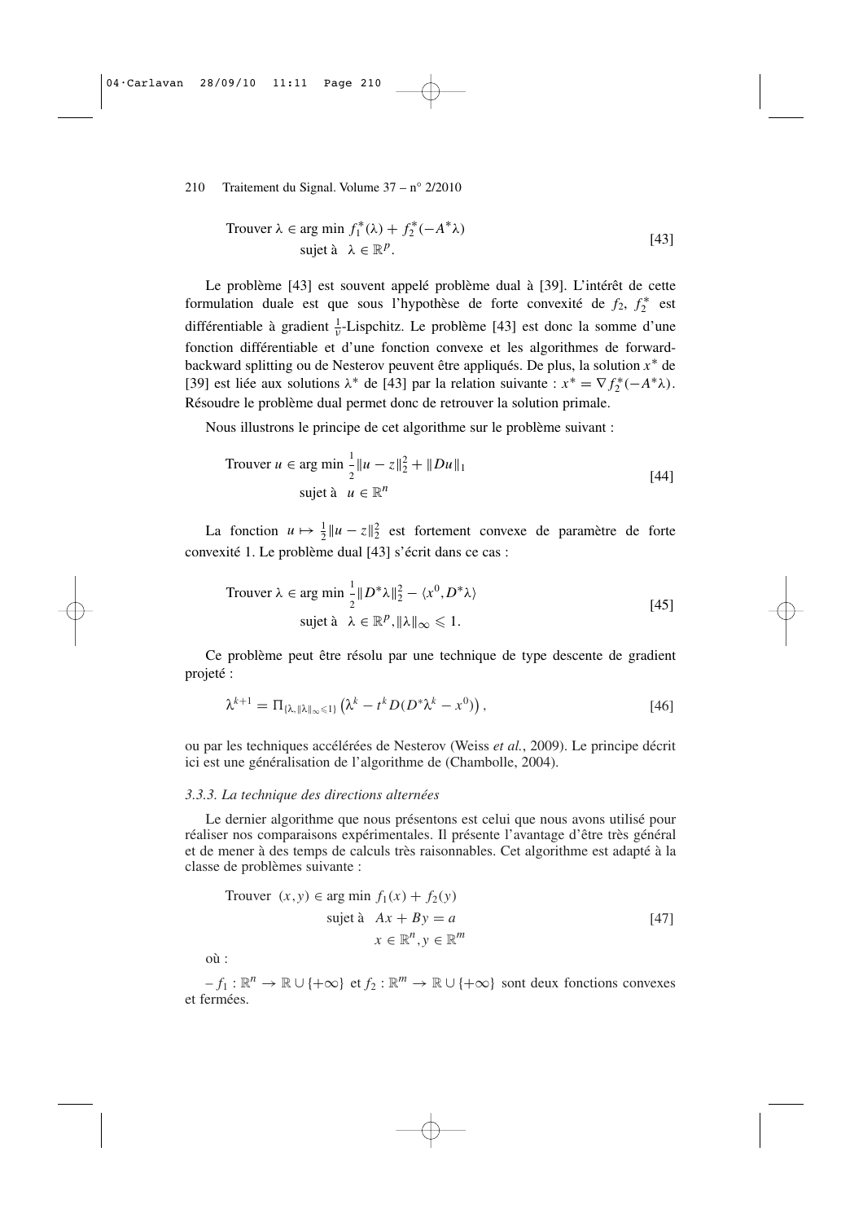$$
\begin{aligned}
\text{Trouver } & \lambda \in \arg\min \; f_1^*(\lambda) + f_2^*(-A^*\lambda) \\
& \text{sujet à} \quad \lambda \in \mathbb{R}^p.
\end{aligned}
\tag{43}
$$

Le problème [43] est souvent appelé problème dual à [39]. L'intérêt de cette formulation duale est que sous l'hypothèse de forte convexité de $f_2$, $f_2^*$ est différentiable à gradient $\frac{1}{\nu}$-Lispchitz. Le problème [43] est donc la somme d'une fonction différentiable et d'une fonction convexe et les algorithmes de forward-backward splitting ou de Nesterov peuvent être appliqués. De plus, la solution $x^*$ de [39] est liée aux solutions $\lambda^*$ de [43] par la relation suivante : $x^* = \nabla f_2^*(-A^*\lambda)$. Résoudre le problème dual permet donc de retrouver la solution primale.

Nous illustrons le principe de cet algorithme sur le problème suivant :

$$
\begin{aligned}
\text{Trouver } & u \in \arg\min \; \frac{1}{2}\|u - z\|_2^2 + \|Du\|_1 \\
& \text{sujet à} \quad u \in \mathbb{R}^n
\end{aligned}
\tag{44}
$$

La fonction $u \mapsto \frac{1}{2}\|u - z\|_2^2$ est fortement convexe de paramètre de forte convexité 1. Le problème dual [43] s'écrit dans ce cas :

$$
\begin{aligned}
\text{Trouver } & \lambda \in \arg\min \; \frac{1}{2}\|D^*\lambda\|_2^2 - \langle x^0, D^*\lambda \rangle \\
& \text{sujet à} \quad \lambda \in \mathbb{R}^p, \|\lambda\|_\infty \leqslant 1.
\end{aligned}
\tag{45}
$$

Ce problème peut être résolu par une technique de type descente de gradient projeté :

$$
\lambda^{k+1} = \Pi_{\{\lambda, \|\lambda\|_\infty \leqslant 1\}} \left( \lambda^k - t^k D(D^*\lambda^k - x^0) \right),
\tag{46}
$$

ou par les techniques accélérées de Nesterov (Weiss *et al.*, 2009). Le principe décrit ici est une généralisation de l'algorithme de (Chambolle, 2004).

### *3.3.3. La technique des directions alternées*

Le dernier algorithme que nous présentons est celui que nous avons utilisé pour réaliser nos comparaisons expérimentales. Il présente l'avantage d'être très général et de mener à des temps de calculs très raisonnables. Cet algorithme est adapté à la classe de problèmes suivante :

$$
\begin{aligned}
\text{Trouver } & (x, y) \in \arg\min \; f_1(x) + f_2(y) \\
& \text{sujet à} \quad Ax + By = a \\
& \qquad\qquad x \in \mathbb{R}^n, y \in \mathbb{R}^m
\end{aligned}
\tag{47}
$$

où :

– $f_1 : \mathbb{R}^n \to \mathbb{R} \cup \{+\infty\}$ et $f_2 : \mathbb{R}^m \to \mathbb{R} \cup \{+\infty\}$ sont deux fonctions convexes et fermées.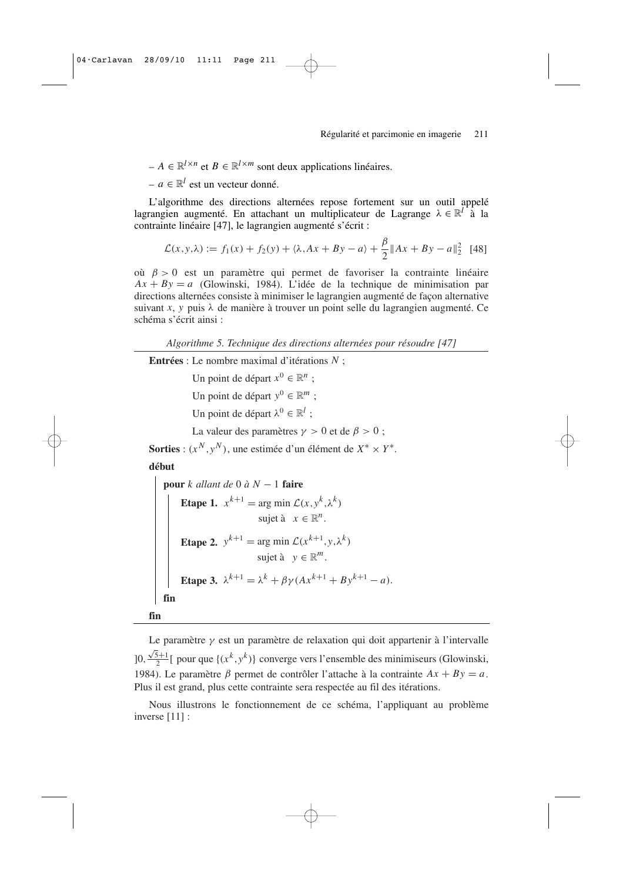– $A \in \mathbb{R}^{l \times n}$ et $B \in \mathbb{R}^{l \times m}$ sont deux applications linéaires.

– $a \in \mathbb{R}^l$ est un vecteur donné.

L'algorithme des directions alternées repose fortement sur un outil appelé lagrangien augmenté. En attachant un multiplicateur de Lagrange $\lambda \in \mathbb{R}^l$ à la contrainte linéaire [47], le lagrangien augmenté s'écrit :

$$\mathcal{L}(x, y, \lambda) := f_1(x) + f_2(y) + \langle \lambda, Ax + By - a \rangle + \frac{\beta}{2} \|Ax + By - a\|_2^2 \quad [48]$$

où $\beta > 0$ est un paramètre qui permet de favoriser la contrainte linéaire $Ax + By = a$ (Glowinski, 1984). L'idée de la technique de minimisation par directions alternées consiste à minimiser le lagrangien augmenté de façon alternative suivant $x$, $y$ puis $\lambda$ de manière à trouver un point selle du lagrangien augmenté. Ce schéma s'écrit ainsi :

*Algorithme 5. Technique des directions alternées pour résoudre [47]*

**Entrées** : Le nombre maximal d'itérations $N$ ;

Un point de départ $x^0 \in \mathbb{R}^n$ ;

Un point de départ $y^0 \in \mathbb{R}^m$ ;

Un point de départ $\lambda^0 \in \mathbb{R}^l$ ;

La valeur des paramètres $\gamma > 0$ et de $\beta > 0$ ;

**Sorties** : $(x^N, y^N)$, une estimée d'un élément de $X^* \times Y^*$.

**début**

**pour** *k allant de* $0$ *à* $N - 1$ **faire**

**Etape 1.** $x^{k+1} = \arg\min \mathcal{L}(x, y^k, \lambda^k)$ sujet à $x \in \mathbb{R}^n$.

**Etape 2.** $y^{k+1} = \arg\min \mathcal{L}(x^{k+1}, y, \lambda^k)$ sujet à $y \in \mathbb{R}^m$.

**Etape 3.** $\lambda^{k+1} = \lambda^k + \beta\gamma(Ax^{k+1} + By^{k+1} - a)$.

**fin**

**fin**

Le paramètre $\gamma$ est un paramètre de relaxation qui doit appartenir à l'intervalle $]0, \frac{\sqrt{5}+1}{2}[$ pour que $\{(x^k, y^k)\}$ converge vers l'ensemble des minimiseurs (Glowinski, 1984). Le paramètre $\beta$ permet de contrôler l'attache à la contrainte $Ax + By = a$. Plus il est grand, plus cette contrainte sera respectée au fil des itérations.

Nous illustrons le fonctionnement de ce schéma, l'appliquant au problème inverse [11] :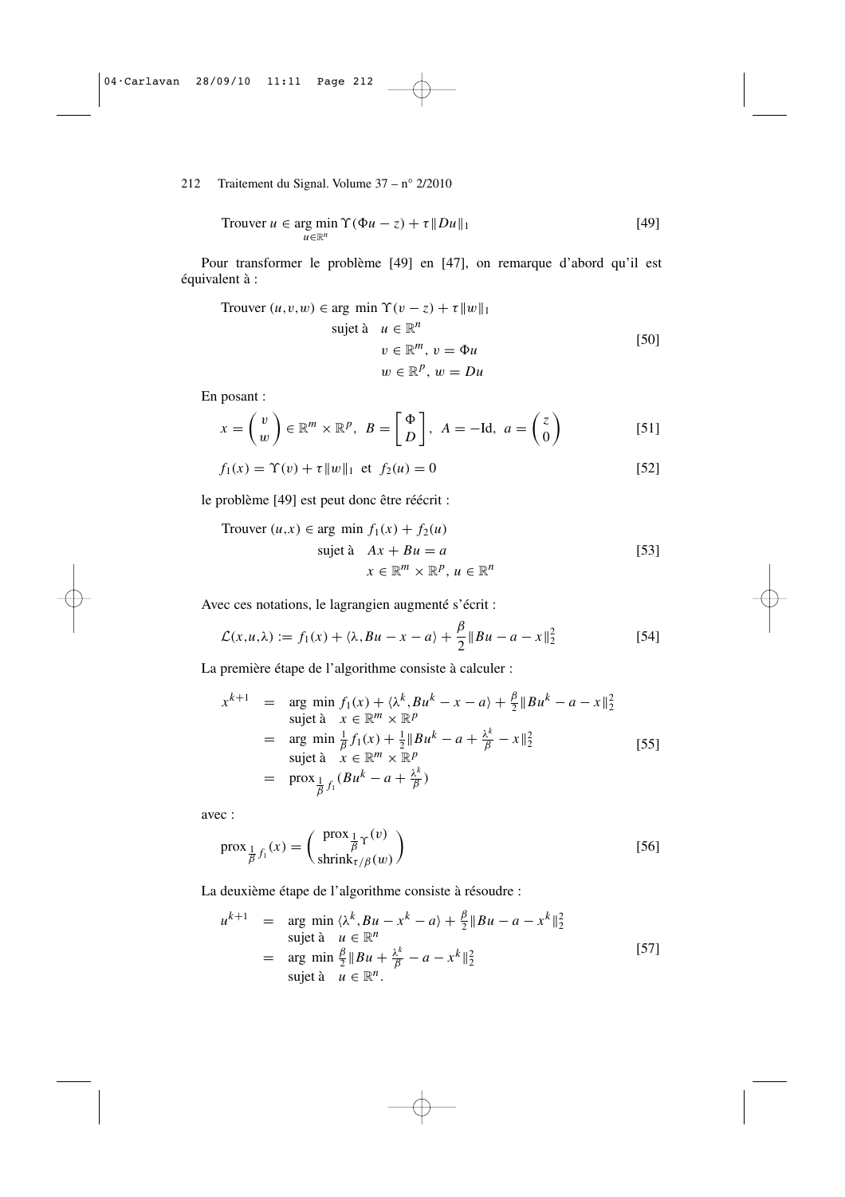$$\text{Trouver } u \in \underset{u \in \mathbb{R}^n}{\arg\min}\, \Upsilon(\Phi u - z) + \tau \|Du\|_1 \tag{49}$$

Pour transformer le problème [49] en [47], on remarque d'abord qu'il est équivalent à :

$$\begin{aligned}
\text{Trouver } (u,v,w) \in \arg\ \min\ & \Upsilon(v - z) + \tau \|w\|_1 \\
\text{sujet à}\quad & u \in \mathbb{R}^n \\
& v \in \mathbb{R}^m,\ v = \Phi u \\
& w \in \mathbb{R}^p,\ w = Du
\end{aligned} \tag{50}$$

En posant :

$$x = \begin{pmatrix} v \\ w \end{pmatrix} \in \mathbb{R}^m \times \mathbb{R}^p,\ B = \begin{bmatrix} \Phi \\ D \end{bmatrix},\ A = -\mathrm{Id},\ a = \begin{pmatrix} z \\ 0 \end{pmatrix} \tag{51}$$

$$f_1(x) = \Upsilon(v) + \tau \|w\|_1 \ \text{ et }\ f_2(u) = 0 \tag{52}$$

le problème [49] est peut donc être réécrit :

$$\begin{aligned}
\text{Trouver } (u,x) \in \arg\ \min\ & f_1(x) + f_2(u) \\
\text{sujet à}\quad & Ax + Bu = a \\
& x \in \mathbb{R}^m \times \mathbb{R}^p,\ u \in \mathbb{R}^n
\end{aligned} \tag{53}$$

Avec ces notations, le lagrangien augmenté s'écrit :

$$\mathcal{L}(x,u,\lambda) := f_1(x) + \langle \lambda, Bu - x - a \rangle + \frac{\beta}{2} \|Bu - a - x\|_2^2 \tag{54}$$

La première étape de l'algorithme consiste à calculer :

$$\begin{aligned}
x^{k+1} &= \arg\ \min\ f_1(x) + \langle \lambda^k, Bu^k - x - a \rangle + \tfrac{\beta}{2} \|Bu^k - a - x\|_2^2 \\
&\quad\ \text{sujet à}\quad x \in \mathbb{R}^m \times \mathbb{R}^p \\
&= \arg\ \min\ \tfrac{1}{\beta} f_1(x) + \tfrac{1}{2} \|Bu^k - a + \tfrac{\lambda^k}{\beta} - x\|_2^2 \\
&\quad\ \text{sujet à}\quad x \in \mathbb{R}^m \times \mathbb{R}^p \\
&= \mathrm{prox}_{\frac{1}{\beta} f_1}(Bu^k - a + \tfrac{\lambda^k}{\beta})
\end{aligned} \tag{55}$$

avec :

$$\mathrm{prox}_{\frac{1}{\beta} f_1}(x) = \begin{pmatrix} \mathrm{prox}_{\frac{1}{\beta}\Upsilon}(v) \\ \mathrm{shrink}_{\tau/\beta}(w) \end{pmatrix} \tag{56}$$

La deuxième étape de l'algorithme consiste à résoudre :

$$\begin{aligned}
u^{k+1} &= \arg\ \min\ \langle \lambda^k, Bu - x^k - a \rangle + \tfrac{\beta}{2} \|Bu - a - x^k\|_2^2 \\
&\quad\ \text{sujet à}\quad u \in \mathbb{R}^n \\
&= \arg\ \min\ \tfrac{\beta}{2} \|Bu + \tfrac{\lambda^k}{\beta} - a - x^k\|_2^2 \\
&\quad\ \text{sujet à}\quad u \in \mathbb{R}^n.
\end{aligned} \tag{57}$$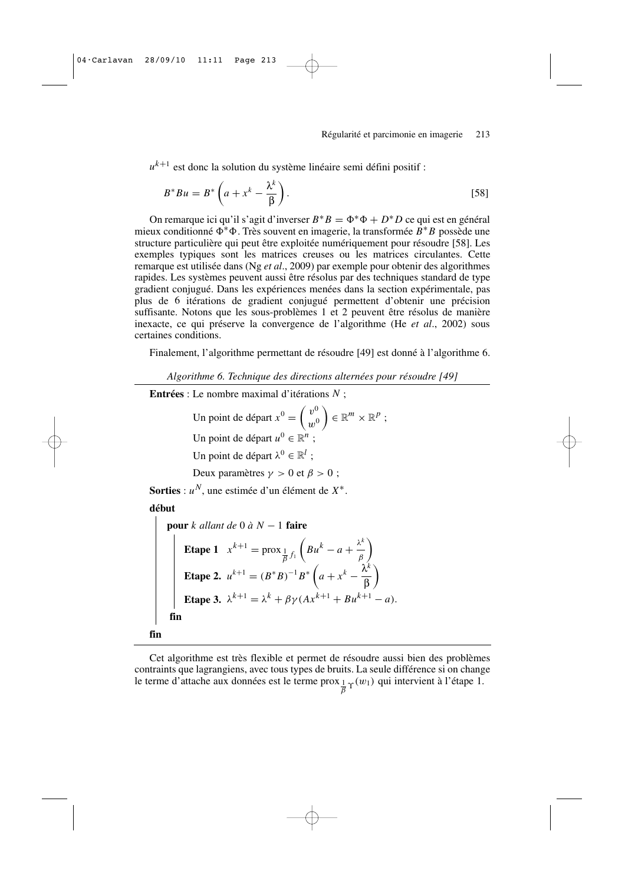$u^{k+1}$ est donc la solution du système linéaire semi défini positif :

$$B^*Bu = B^*\left(a + x^k - \frac{\lambda^k}{\beta}\right). \qquad [58]$$

On remarque ici qu'il s'agit d'inverser $B^*B = \Phi^*\Phi + D^*D$ ce qui est en général mieux conditionné $\Phi^*\Phi$. Très souvent en imagerie, la transformée $B^*B$ possède une structure particulière qui peut être exploitée numériquement pour résoudre [58]. Les exemples typiques sont les matrices creuses ou les matrices circulantes. Cette remarque est utilisée dans (Ng *et al*., 2009) par exemple pour obtenir des algorithmes rapides. Les systèmes peuvent aussi être résolus par des techniques standard de type gradient conjugué. Dans les expériences menées dans la section expérimentale, pas plus de 6 itérations de gradient conjugué permettent d'obtenir une précision suffisante. Notons que les sous-problèmes 1 et 2 peuvent être résolus de manière inexacte, ce qui préserve la convergence de l'algorithme (He *et al*., 2002) sous certaines conditions.

Finalement, l'algorithme permettant de résoudre [49] est donné à l'algorithme 6.

*Algorithme 6. Technique des directions alternées pour résoudre [49]*

**Entrées** : Le nombre maximal d'itérations $N$ ;

Un point de départ $x^0 = \begin{pmatrix} v^0 \\ w^0 \end{pmatrix} \in \mathbb{R}^m \times \mathbb{R}^p$ ;

Un point de départ $u^0 \in \mathbb{R}^n$ ;

Un point de départ $\lambda^0 \in \mathbb{R}^l$ ;

Deux paramètres $\gamma > 0$ et $\beta > 0$ ;

**Sorties** : $u^N$, une estimée d'un élément de $X^*$.

**début**

**pour** *k allant de* 0 *à* $N - 1$ **faire**

**Etape 1** $x^{k+1} = \text{prox}_{\frac{1}{\beta}f_1}\left(Bu^k - a + \frac{\lambda^k}{\beta}\right)$

**Etape 2.** $u^{k+1} = (B^*B)^{-1}B^*\left(a + x^k - \frac{\lambda^k}{\beta}\right)$

**Etape 3.** $\lambda^{k+1} = \lambda^k + \beta\gamma(Ax^{k+1} + Bu^{k+1} - a)$.

**fin**

**fin**

Cet algorithme est très flexible et permet de résoudre aussi bien des problèmes contraints que lagrangiens, avec tous types de bruits. La seule différence si on change le terme d'attache aux données est le terme $\text{prox}_{\frac{1}{\beta}\Upsilon}(w_1)$ qui intervient à l'étape 1.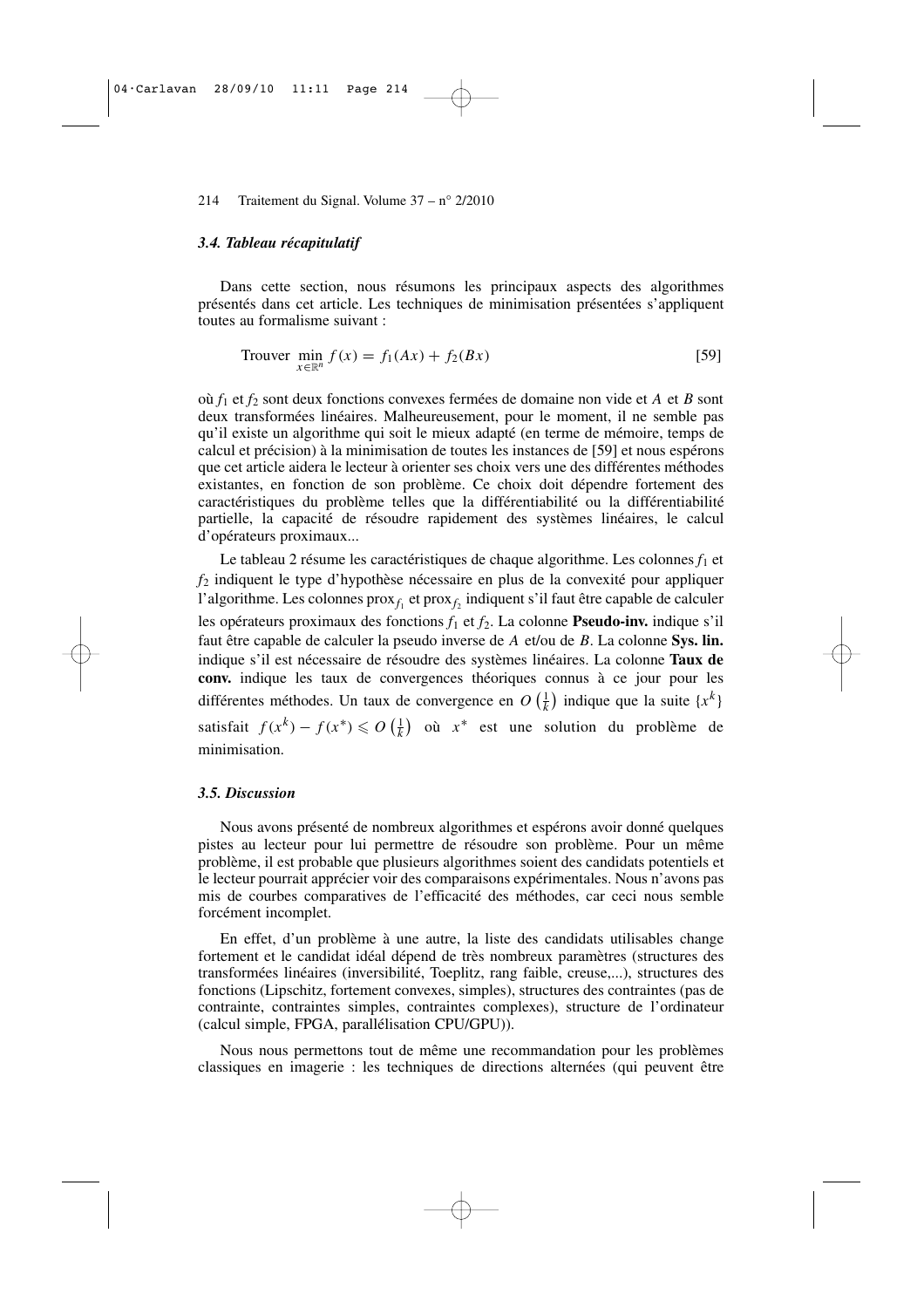### 3.4. Tableau récapitulatif

Dans cette section, nous résumons les principaux aspects des algorithmes présentés dans cet article. Les techniques de minimisation présentées s'appliquent toutes au formalisme suivant :

$$\text{Trouver } \min_{x \in \mathbb{R}^n} f(x) = f_1(Ax) + f_2(Bx) \qquad [59]$$

où $f_1$ et $f_2$ sont deux fonctions convexes fermées de domaine non vide et $A$ et $B$ sont deux transformées linéaires. Malheureusement, pour le moment, il ne semble pas qu'il existe un algorithme qui soit le mieux adapté (en terme de mémoire, temps de calcul et précision) à la minimisation de toutes les instances de [59] et nous espérons que cet article aidera le lecteur à orienter ses choix vers une des différentes méthodes existantes, en fonction de son problème. Ce choix doit dépendre fortement des caractéristiques du problème telles que la différentiabilité ou la différentiabilité partielle, la capacité de résoudre rapidement des systèmes linéaires, le calcul d'opérateurs proximaux...

Le tableau 2 résume les caractéristiques de chaque algorithme. Les colonnes $f_1$ et $f_2$ indiquent le type d'hypothèse nécessaire en plus de la convexité pour appliquer l'algorithme. Les colonnes $\text{prox}_{f_1}$ et $\text{prox}_{f_2}$ indiquent s'il faut être capable de calculer les opérateurs proximaux des fonctions $f_1$ et $f_2$. La colonne **Pseudo-inv.** indique s'il faut être capable de calculer la pseudo inverse de $A$ et/ou de $B$. La colonne **Sys. lin.** indique s'il est nécessaire de résoudre des systèmes linéaires. La colonne **Taux de conv.** indique les taux de convergences théoriques connus à ce jour pour les différentes méthodes. Un taux de convergence en $O\left(\frac{1}{k}\right)$ indique que la suite $\{x^k\}$ satisfait $f(x^k) - f(x^*) \leqslant O\left(\frac{1}{k}\right)$ où $x^*$ est une solution du problème de minimisation.

### 3.5. Discussion

Nous avons présenté de nombreux algorithmes et espérons avoir donné quelques pistes au lecteur pour lui permettre de résoudre son problème. Pour un même problème, il est probable que plusieurs algorithmes soient des candidats potentiels et le lecteur pourrait apprécier voir des comparaisons expérimentales. Nous n'avons pas mis de courbes comparatives de l'efficacité des méthodes, car ceci nous semble forcément incomplet.

En effet, d'un problème à une autre, la liste des candidats utilisables change fortement et le candidat idéal dépend de très nombreux paramètres (structures des transformées linéaires (inversibilité, Toeplitz, rang faible, creuse,...), structures des fonctions (Lipschitz, fortement convexes, simples), structures des contraintes (pas de contrainte, contraintes simples, contraintes complexes), structure de l'ordinateur (calcul simple, FPGA, parallélisation CPU/GPU)).

Nous nous permettons tout de même une recommandation pour les problèmes classiques en imagerie : les techniques de directions alternées (qui peuvent être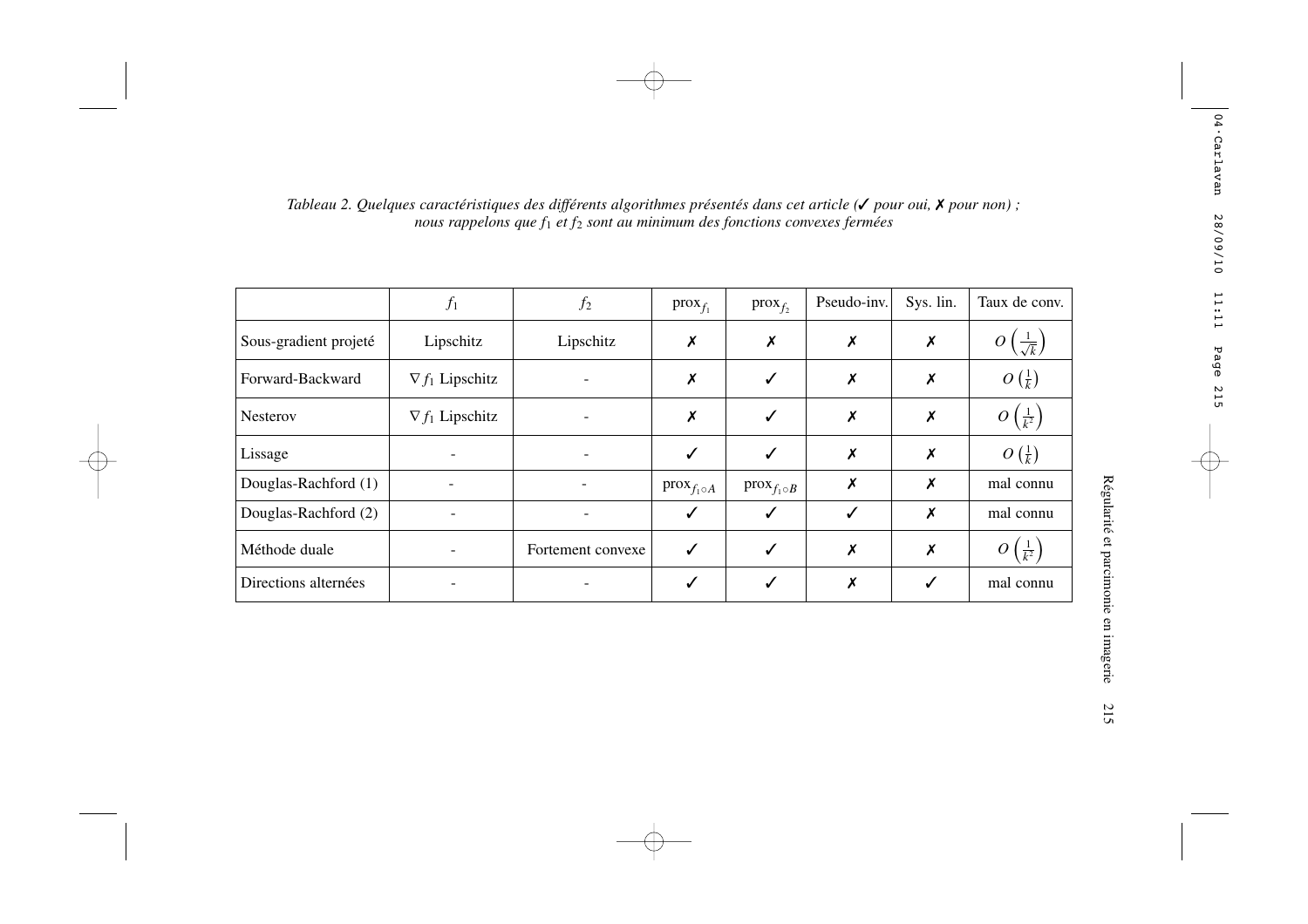*Tableau 2. Quelques caractéristiques des différents algorithmes présentés dans cet article (✓ pour oui, ✗ pour non) ; nous rappelons que $f_1$ et $f_2$ sont au minimum des fonctions convexes fermées*

| | $f_1$ | $f_2$ | $\text{prox}_{f_1}$ | $\text{prox}_{f_2}$ | Pseudo-inv. | Sys. lin. | Taux de conv. |
|---|---|---|---|---|---|---|---|
| Sous-gradient projeté | Lipschitz | Lipschitz | ✗ | ✗ | ✗ | ✗ | $O\left(\frac{1}{\sqrt{k}}\right)$ |
| Forward-Backward | $\nabla f_1$ Lipschitz | - | ✗ | ✓ | ✗ | ✗ | $O\left(\frac{1}{k}\right)$ |
| Nesterov | $\nabla f_1$ Lipschitz | - | ✗ | ✓ | ✗ | ✗ | $O\left(\frac{1}{k^2}\right)$ |
| Lissage | - | - | ✓ | ✓ | ✗ | ✗ | $O\left(\frac{1}{k}\right)$ |
| Douglas-Rachford (1) | - | - | $\text{prox}_{f_1 \circ A}$ | $\text{prox}_{f_1 \circ B}$ | ✗ | ✗ | mal connu |
| Douglas-Rachford (2) | - | - | ✓ | ✓ | ✓ | ✗ | mal connu |
| Méthode duale | - | Fortement convexe | ✓ | ✓ | ✗ | ✗ | $O\left(\frac{1}{k^2}\right)$ |
| Directions alternées | - | - | ✓ | ✓ | ✗ | ✓ | mal connu |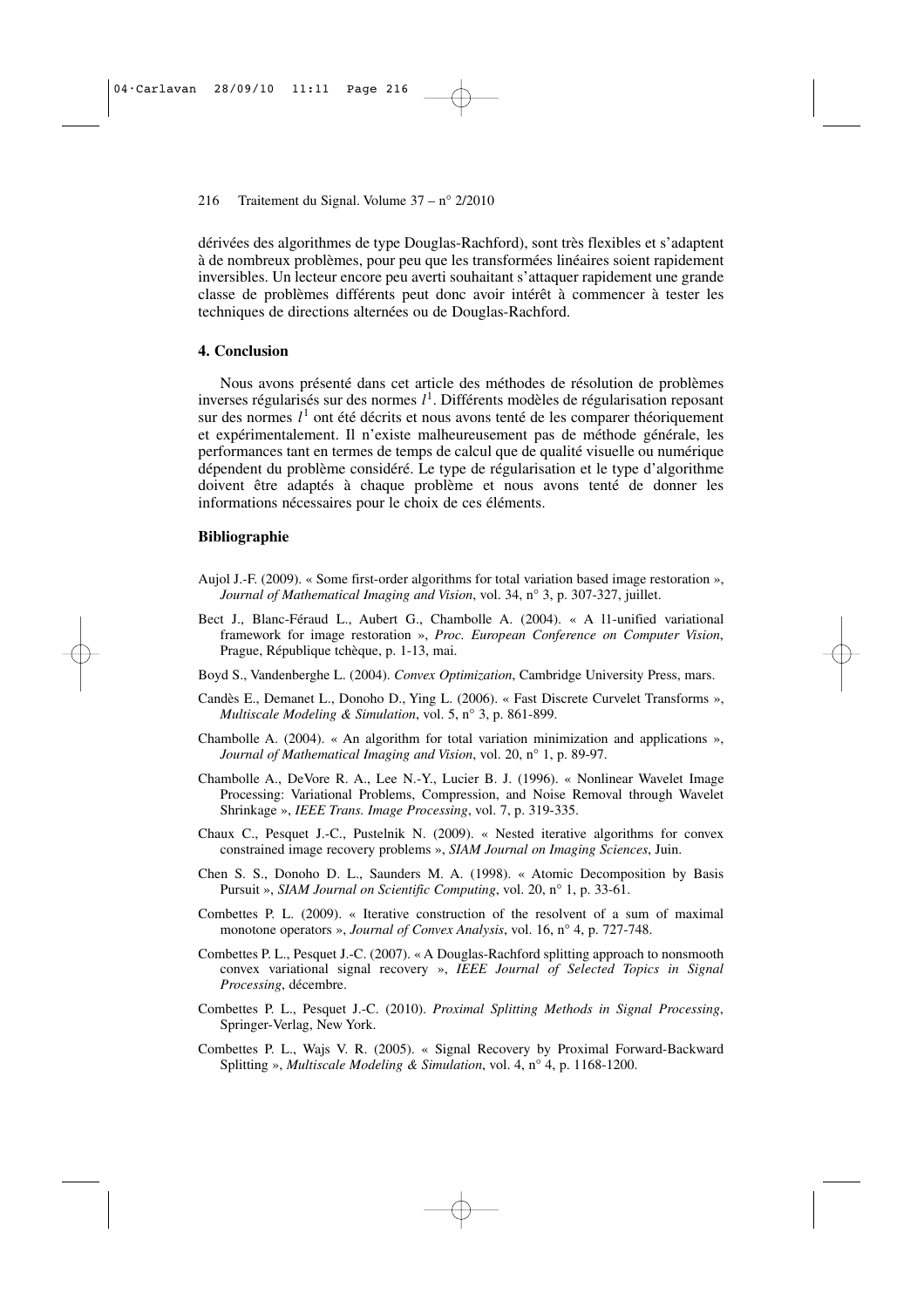dérivées des algorithmes de type Douglas-Rachford), sont très flexibles et s'adaptent à de nombreux problèmes, pour peu que les transformées linéaires soient rapidement inversibles. Un lecteur encore peu averti souhaitant s'attaquer rapidement une grande classe de problèmes différents peut donc avoir intérêt à commencer à tester les techniques de directions alternées ou de Douglas-Rachford.

## 4. Conclusion

Nous avons présenté dans cet article des méthodes de résolution de problèmes inverses régularisés sur des normes $l^1$. Différents modèles de régularisation reposant sur des normes $l^1$ ont été décrits et nous avons tenté de les comparer théoriquement et expérimentalement. Il n'existe malheureusement pas de méthode générale, les performances tant en termes de temps de calcul que de qualité visuelle ou numérique dépendent du problème considéré. Le type de régularisation et le type d'algorithme doivent être adaptés à chaque problème et nous avons tenté de donner les informations nécessaires pour le choix de ces éléments.

## Bibliographie

Aujol J.-F. (2009). « Some first-order algorithms for total variation based image restoration », *Journal of Mathematical Imaging and Vision*, vol. 34, n° 3, p. 307-327, juillet.

Bect J., Blanc-Féraud L., Aubert G., Chambolle A. (2004). « A l1-unified variational framework for image restoration », *Proc. European Conference on Computer Vision*, Prague, République tchèque, p. 1-13, mai.

Boyd S., Vandenberghe L. (2004). *Convex Optimization*, Cambridge University Press, mars.

Candès E., Demanet L., Donoho D., Ying L. (2006). « Fast Discrete Curvelet Transforms », *Multiscale Modeling & Simulation*, vol. 5, n° 3, p. 861-899.

Chambolle A. (2004). « An algorithm for total variation minimization and applications », *Journal of Mathematical Imaging and Vision*, vol. 20, n° 1, p. 89-97.

Chambolle A., DeVore R. A., Lee N.-Y., Lucier B. J. (1996). « Nonlinear Wavelet Image Processing: Variational Problems, Compression, and Noise Removal through Wavelet Shrinkage », *IEEE Trans. Image Processing*, vol. 7, p. 319-335.

Chaux C., Pesquet J.-C., Pustelnik N. (2009). « Nested iterative algorithms for convex constrained image recovery problems », *SIAM Journal on Imaging Sciences*, Juin.

Chen S. S., Donoho D. L., Saunders M. A. (1998). « Atomic Decomposition by Basis Pursuit », *SIAM Journal on Scientific Computing*, vol. 20, n° 1, p. 33-61.

Combettes P. L. (2009). « Iterative construction of the resolvent of a sum of maximal monotone operators », *Journal of Convex Analysis*, vol. 16, n° 4, p. 727-748.

Combettes P. L., Pesquet J.-C. (2007). « A Douglas-Rachford splitting approach to nonsmooth convex variational signal recovery », *IEEE Journal of Selected Topics in Signal Processing*, décembre.

Combettes P. L., Pesquet J.-C. (2010). *Proximal Splitting Methods in Signal Processing*, Springer-Verlag, New York.

Combettes P. L., Wajs V. R. (2005). « Signal Recovery by Proximal Forward-Backward Splitting », *Multiscale Modeling & Simulation*, vol. 4, n° 4, p. 1168-1200.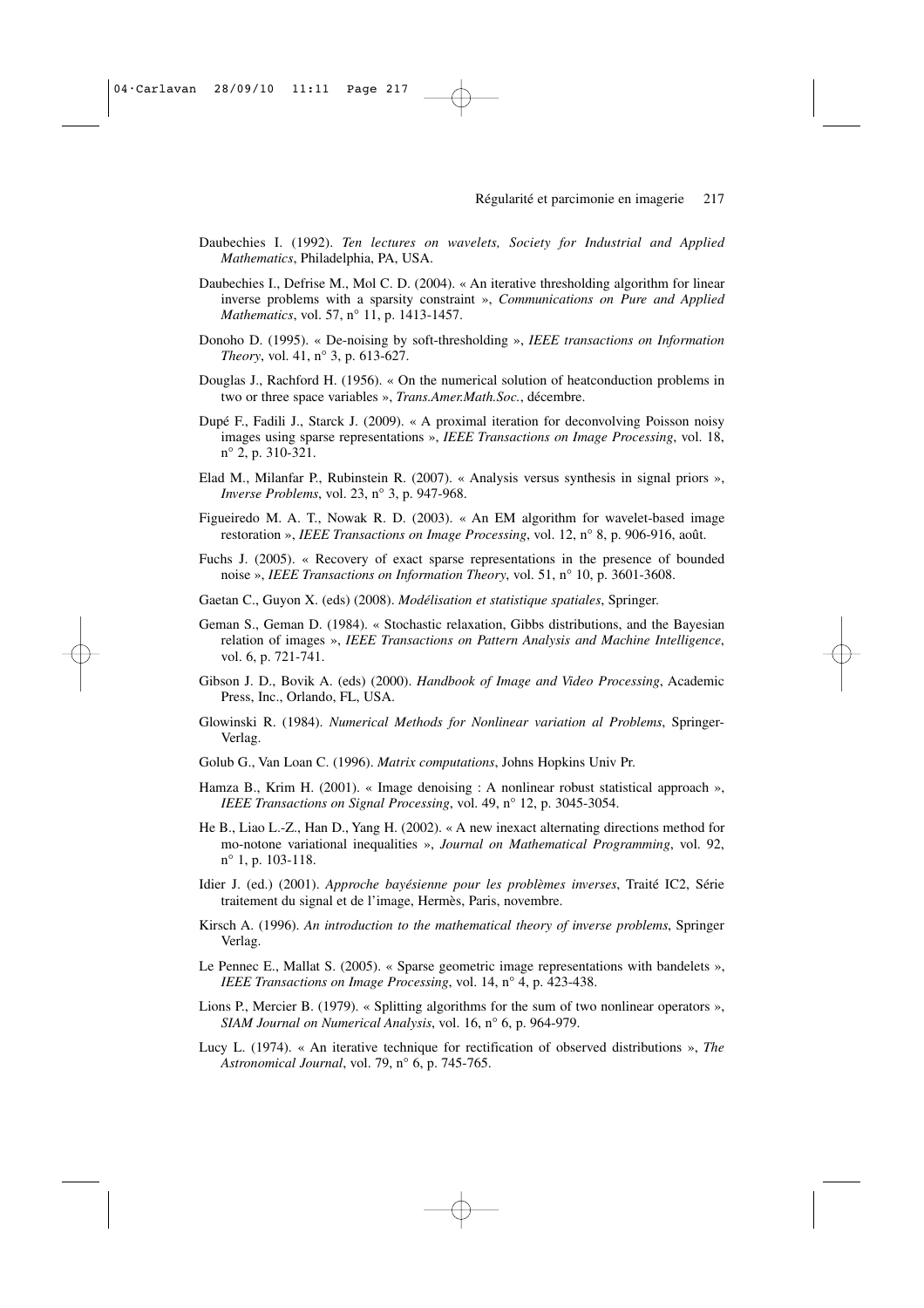Daubechies I. (1992). *Ten lectures on wavelets, Society for Industrial and Applied Mathematics*, Philadelphia, PA, USA.

Daubechies I., Defrise M., Mol C. D. (2004). « An iterative thresholding algorithm for linear inverse problems with a sparsity constraint », *Communications on Pure and Applied Mathematics*, vol. 57, n° 11, p. 1413-1457.

Donoho D. (1995). « De-noising by soft-thresholding », *IEEE transactions on Information Theory*, vol. 41, n° 3, p. 613-627.

Douglas J., Rachford H. (1956). « On the numerical solution of heatconduction problems in two or three space variables », *Trans.Amer.Math.Soc.*, décembre.

Dupé F., Fadili J., Starck J. (2009). « A proximal iteration for deconvolving Poisson noisy images using sparse representations », *IEEE Transactions on Image Processing*, vol. 18, n° 2, p. 310-321.

Elad M., Milanfar P., Rubinstein R. (2007). « Analysis versus synthesis in signal priors », *Inverse Problems*, vol. 23, n° 3, p. 947-968.

Figueiredo M. A. T., Nowak R. D. (2003). « An EM algorithm for wavelet-based image restoration », *IEEE Transactions on Image Processing*, vol. 12, n° 8, p. 906-916, août.

Fuchs J. (2005). « Recovery of exact sparse representations in the presence of bounded noise », *IEEE Transactions on Information Theory*, vol. 51, n° 10, p. 3601-3608.

Gaetan C., Guyon X. (eds) (2008). *Modélisation et statistique spatiales*, Springer.

Geman S., Geman D. (1984). « Stochastic relaxation, Gibbs distributions, and the Bayesian relation of images », *IEEE Transactions on Pattern Analysis and Machine Intelligence*, vol. 6, p. 721-741.

Gibson J. D., Bovik A. (eds) (2000). *Handbook of Image and Video Processing*, Academic Press, Inc., Orlando, FL, USA.

Glowinski R. (1984). *Numerical Methods for Nonlinear variation al Problems*, Springer-Verlag.

Golub G., Van Loan C. (1996). *Matrix computations*, Johns Hopkins Univ Pr.

Hamza B., Krim H. (2001). « Image denoising : A nonlinear robust statistical approach », *IEEE Transactions on Signal Processing*, vol. 49, n° 12, p. 3045-3054.

He B., Liao L.-Z., Han D., Yang H. (2002). « A new inexact alternating directions method for mo-notone variational inequalities », *Journal on Mathematical Programming*, vol. 92, n° 1, p. 103-118.

Idier J. (ed.) (2001). *Approche bayésienne pour les problèmes inverses*, Traité IC2, Série traitement du signal et de l'image, Hermès, Paris, novembre.

Kirsch A. (1996). *An introduction to the mathematical theory of inverse problems*, Springer Verlag.

Le Pennec E., Mallat S. (2005). « Sparse geometric image representations with bandelets », *IEEE Transactions on Image Processing*, vol. 14, n° 4, p. 423-438.

Lions P., Mercier B. (1979). « Splitting algorithms for the sum of two nonlinear operators », *SIAM Journal on Numerical Analysis*, vol. 16, n° 6, p. 964-979.

Lucy L. (1974). « An iterative technique for rectification of observed distributions », *The Astronomical Journal*, vol. 79, n° 6, p. 745-765.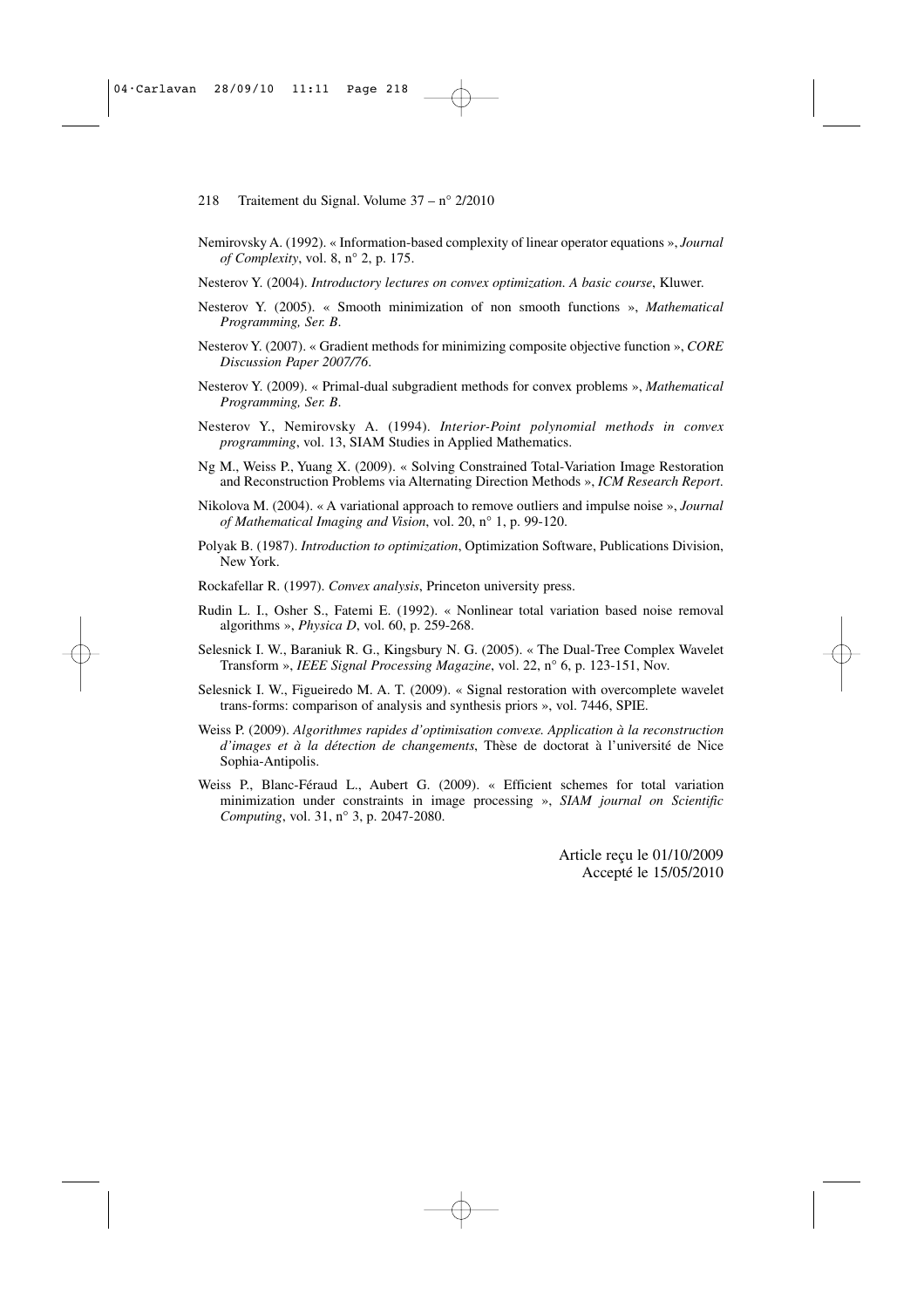Nemirovsky A. (1992). « Information-based complexity of linear operator equations », *Journal of Complexity*, vol. 8, n° 2, p. 175.

Nesterov Y. (2004). *Introductory lectures on convex optimization. A basic course*, Kluwer.

Nesterov Y. (2005). « Smooth minimization of non smooth functions », *Mathematical Programming, Ser. B*.

Nesterov Y. (2007). « Gradient methods for minimizing composite objective function », *CORE Discussion Paper 2007/76*.

Nesterov Y. (2009). « Primal-dual subgradient methods for convex problems », *Mathematical Programming, Ser. B*.

Nesterov Y., Nemirovsky A. (1994). *Interior-Point polynomial methods in convex programming*, vol. 13, SIAM Studies in Applied Mathematics.

Ng M., Weiss P., Yuang X. (2009). « Solving Constrained Total-Variation Image Restoration and Reconstruction Problems via Alternating Direction Methods », *ICM Research Report*.

Nikolova M. (2004). « A variational approach to remove outliers and impulse noise », *Journal of Mathematical Imaging and Vision*, vol. 20, n° 1, p. 99-120.

Polyak B. (1987). *Introduction to optimization*, Optimization Software, Publications Division, New York.

Rockafellar R. (1997). *Convex analysis*, Princeton university press.

Rudin L. I., Osher S., Fatemi E. (1992). « Nonlinear total variation based noise removal algorithms », *Physica D*, vol. 60, p. 259-268.

Selesnick I. W., Baraniuk R. G., Kingsbury N. G. (2005). « The Dual-Tree Complex Wavelet Transform », *IEEE Signal Processing Magazine*, vol. 22, n° 6, p. 123-151, Nov.

Selesnick I. W., Figueiredo M. A. T. (2009). « Signal restoration with overcomplete wavelet trans-forms: comparison of analysis and synthesis priors », vol. 7446, SPIE.

Weiss P. (2009). *Algorithmes rapides d'optimisation convexe. Application à la reconstruction d'images et à la détection de changements*, Thèse de doctorat à l'université de Nice Sophia-Antipolis.

Weiss P., Blanc-Féraud L., Aubert G. (2009). « Efficient schemes for total variation minimization under constraints in image processing », *SIAM journal on Scientific Computing*, vol. 31, n° 3, p. 2047-2080.

Article reçu le 01/10/2009
Accepté le 15/05/2010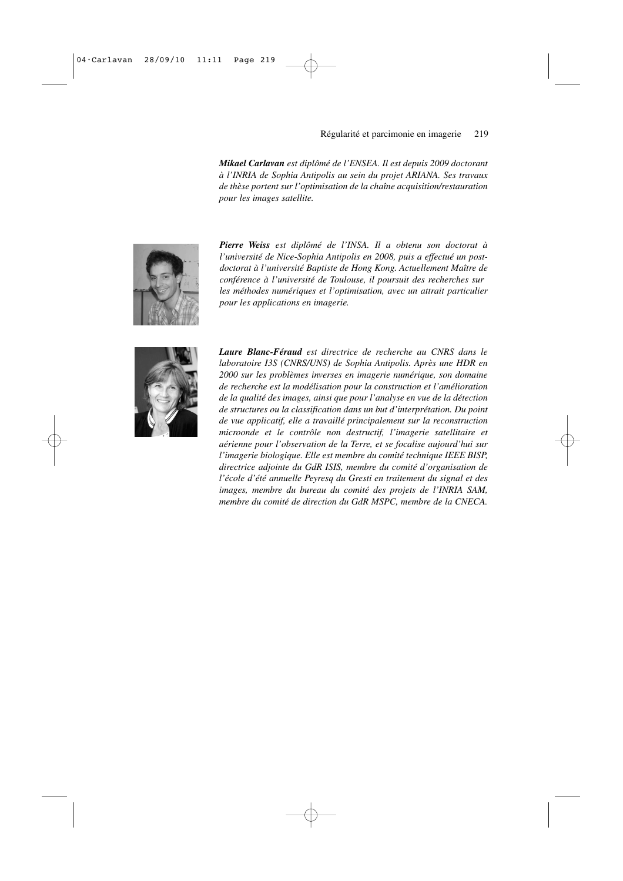***Mikael Carlavan*** *est diplômé de l'ENSEA. Il est depuis 2009 doctorant à l'INRIA de Sophia Antipolis au sein du projet ARIANA. Ses travaux de thèse portent sur l'optimisation de la chaîne acquisition/restauration pour les images satellite.*

***Pierre Weiss*** *est diplômé de l'INSA. Il a obtenu son doctorat à l'université de Nice-Sophia Antipolis en 2008, puis a effectué un post-doctorat à l'université Baptiste de Hong Kong. Actuellement Maître de conférence à l'université de Toulouse, il poursuit des recherches sur les méthodes numériques et l'optimisation, avec un attrait particulier pour les applications en imagerie.*

***Laure Blanc-Féraud*** *est directrice de recherche au CNRS dans le laboratoire I3S (CNRS/UNS) de Sophia Antipolis. Après une HDR en 2000 sur les problèmes inverses en imagerie numérique, son domaine de recherche est la modélisation pour la construction et l'amélioration de la qualité des images, ainsi que pour l'analyse en vue de la détection de structures ou la classification dans un but d'interprétation. Du point de vue applicatif, elle a travaillé principalement sur la reconstruction microonde et le contrôle non destructif, l'imagerie satellitaire et aérienne pour l'observation de la Terre, et se focalise aujourd'hui sur l'imagerie biologique. Elle est membre du comité technique IEEE BISP, directrice adjointe du GdR ISIS, membre du comité d'organisation de l'école d'été annuelle Peyresq du Gresti en traitement du signal et des images, membre du bureau du comité des projets de l'INRIA SAM, membre du comité de direction du GdR MSPC, membre de la CNECA.*